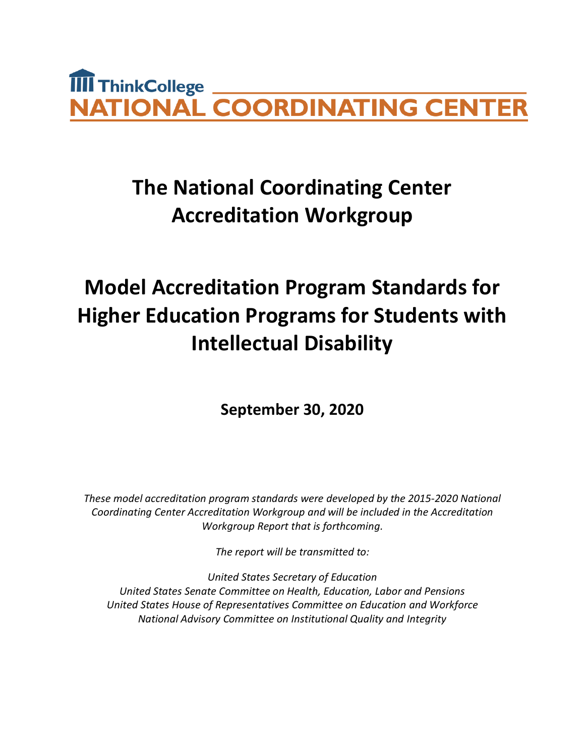ThinkCollege
NATIONAL COORDINATING CENTER

# The National Coordinating Center Accreditation Workgroup

# Model Accreditation Program Standards for Higher Education Programs for Students with Intellectual Disability

**September 30, 2020**

*These model accreditation program standards were developed by the 2015-2020 National Coordinating Center Accreditation Workgroup and will be included in the Accreditation Workgroup Report that is forthcoming.*

*The report will be transmitted to:*

*United States Secretary of Education*
*United States Senate Committee on Health, Education, Labor and Pensions*
*United States House of Representatives Committee on Education and Workforce*
*National Advisory Committee on Institutional Quality and Integrity*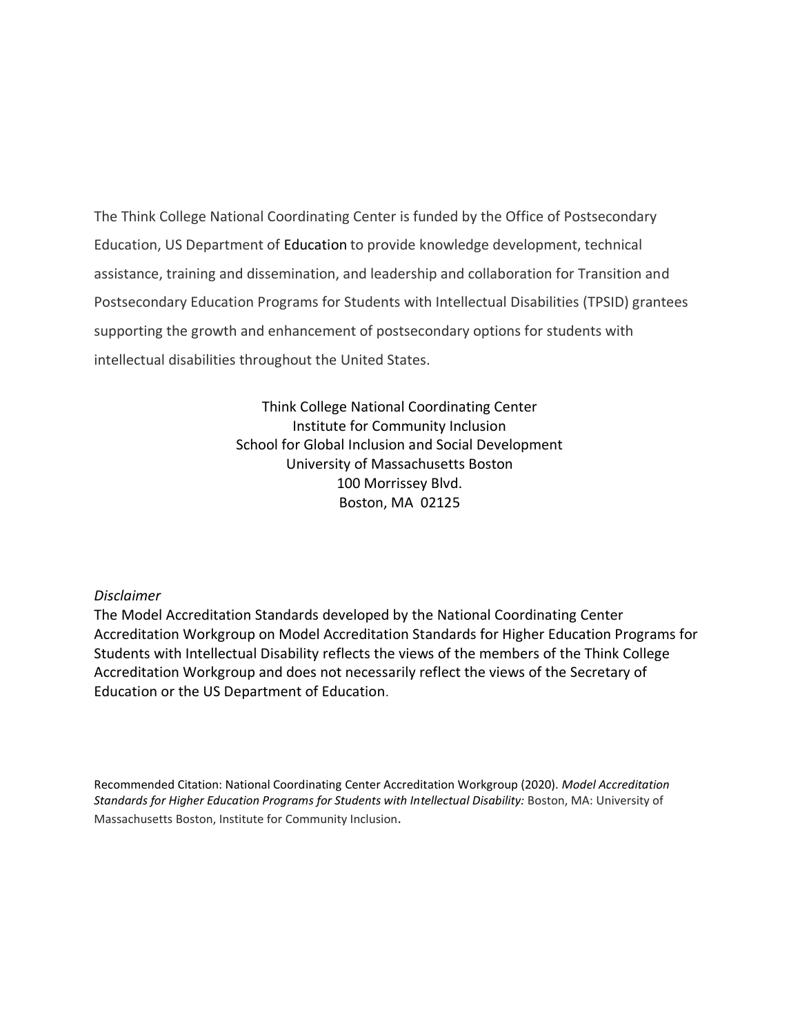The Think College National Coordinating Center is funded by the Office of Postsecondary Education, US Department of Education to provide knowledge development, technical assistance, training and dissemination, and leadership and collaboration for Transition and Postsecondary Education Programs for Students with Intellectual Disabilities (TPSID) grantees supporting the growth and enhancement of postsecondary options for students with intellectual disabilities throughout the United States.

Think College National Coordinating Center
Institute for Community Inclusion
School for Global Inclusion and Social Development
University of Massachusetts Boston
100 Morrissey Blvd.
Boston, MA 02125

*Disclaimer*

The Model Accreditation Standards developed by the National Coordinating Center Accreditation Workgroup on Model Accreditation Standards for Higher Education Programs for Students with Intellectual Disability reflects the views of the members of the Think College Accreditation Workgroup and does not necessarily reflect the views of the Secretary of Education or the US Department of Education.

Recommended Citation: National Coordinating Center Accreditation Workgroup (2020). *Model Accreditation Standards for Higher Education Programs for Students with Intellectual Disability:* Boston, MA: University of Massachusetts Boston, Institute for Community Inclusion.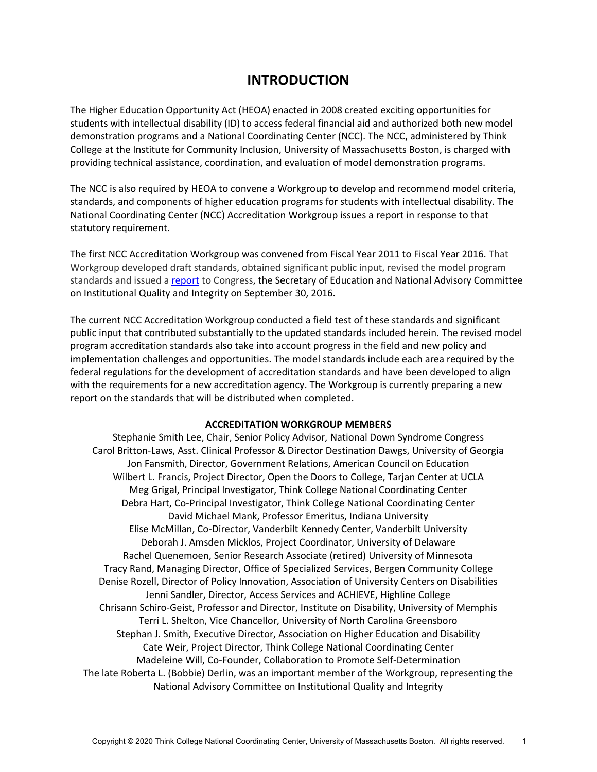# INTRODUCTION

The Higher Education Opportunity Act (HEOA) enacted in 2008 created exciting opportunities for students with intellectual disability (ID) to access federal financial aid and authorized both new model demonstration programs and a National Coordinating Center (NCC). The NCC, administered by Think College at the Institute for Community Inclusion, University of Massachusetts Boston, is charged with providing technical assistance, coordination, and evaluation of model demonstration programs.

The NCC is also required by HEOA to convene a Workgroup to develop and recommend model criteria, standards, and components of higher education programs for students with intellectual disability. The National Coordinating Center (NCC) Accreditation Workgroup issues a report in response to that statutory requirement.

The first NCC Accreditation Workgroup was convened from Fiscal Year 2011 to Fiscal Year 2016. That Workgroup developed draft standards, obtained significant public input, revised the model program standards and issued a [report] to Congress, the Secretary of Education and National Advisory Committee on Institutional Quality and Integrity on September 30, 2016.

The current NCC Accreditation Workgroup conducted a field test of these standards and significant public input that contributed substantially to the updated standards included herein. The revised model program accreditation standards also take into account progress in the field and new policy and implementation challenges and opportunities. The model standards include each area required by the federal regulations for the development of accreditation standards and have been developed to align with the requirements for a new accreditation agency. The Workgroup is currently preparing a new report on the standards that will be distributed when completed.

**ACCREDITATION WORKGROUP MEMBERS**

Stephanie Smith Lee, Chair, Senior Policy Advisor, National Down Syndrome Congress
Carol Britton-Laws, Asst. Clinical Professor & Director Destination Dawgs, University of Georgia
Jon Fansmith, Director, Government Relations, American Council on Education
Wilbert L. Francis, Project Director, Open the Doors to College, Tarjan Center at UCLA
Meg Grigal, Principal Investigator, Think College National Coordinating Center
Debra Hart, Co-Principal Investigator, Think College National Coordinating Center
David Michael Mank, Professor Emeritus, Indiana University
Elise McMillan, Co-Director, Vanderbilt Kennedy Center, Vanderbilt University
Deborah J. Amsden Micklos, Project Coordinator, University of Delaware
Rachel Quenemoen, Senior Research Associate (retired) University of Minnesota
Tracy Rand, Managing Director, Office of Specialized Services, Bergen Community College
Denise Rozell, Director of Policy Innovation, Association of University Centers on Disabilities
Jenni Sandler, Director, Access Services and ACHIEVE, Highline College
Chrisann Schiro-Geist, Professor and Director, Institute on Disability, University of Memphis
Terri L. Shelton, Vice Chancellor, University of North Carolina Greensboro
Stephan J. Smith, Executive Director, Association on Higher Education and Disability
Cate Weir, Project Director, Think College National Coordinating Center
Madeleine Will, Co-Founder, Collaboration to Promote Self-Determination
The late Roberta L. (Bobbie) Derlin, was an important member of the Workgroup, representing the National Advisory Committee on Institutional Quality and Integrity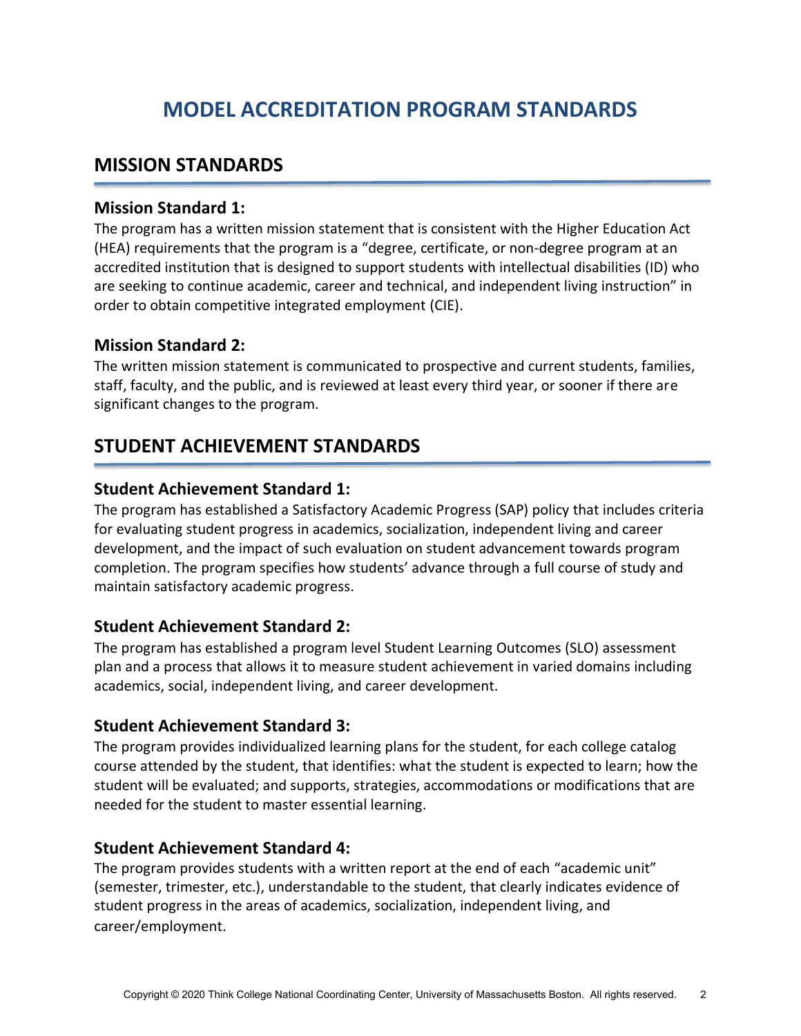# MODEL ACCREDITATION PROGRAM STANDARDS

## MISSION STANDARDS

### Mission Standard 1:

The program has a written mission statement that is consistent with the Higher Education Act (HEA) requirements that the program is a "degree, certificate, or non-degree program at an accredited institution that is designed to support students with intellectual disabilities (ID) who are seeking to continue academic, career and technical, and independent living instruction" in order to obtain competitive integrated employment (CIE).

### Mission Standard 2:

The written mission statement is communicated to prospective and current students, families, staff, faculty, and the public, and is reviewed at least every third year, or sooner if there are significant changes to the program.

## STUDENT ACHIEVEMENT STANDARDS

### Student Achievement Standard 1:

The program has established a Satisfactory Academic Progress (SAP) policy that includes criteria for evaluating student progress in academics, socialization, independent living and career development, and the impact of such evaluation on student advancement towards program completion. The program specifies how students' advance through a full course of study and maintain satisfactory academic progress.

### Student Achievement Standard 2:

The program has established a program level Student Learning Outcomes (SLO) assessment plan and a process that allows it to measure student achievement in varied domains including academics, social, independent living, and career development.

### Student Achievement Standard 3:

The program provides individualized learning plans for the student, for each college catalog course attended by the student, that identifies: what the student is expected to learn; how the student will be evaluated; and supports, strategies, accommodations or modifications that are needed for the student to master essential learning.

### Student Achievement Standard 4:

The program provides students with a written report at the end of each "academic unit" (semester, trimester, etc.), understandable to the student, that clearly indicates evidence of student progress in the areas of academics, socialization, independent living, and career/employment.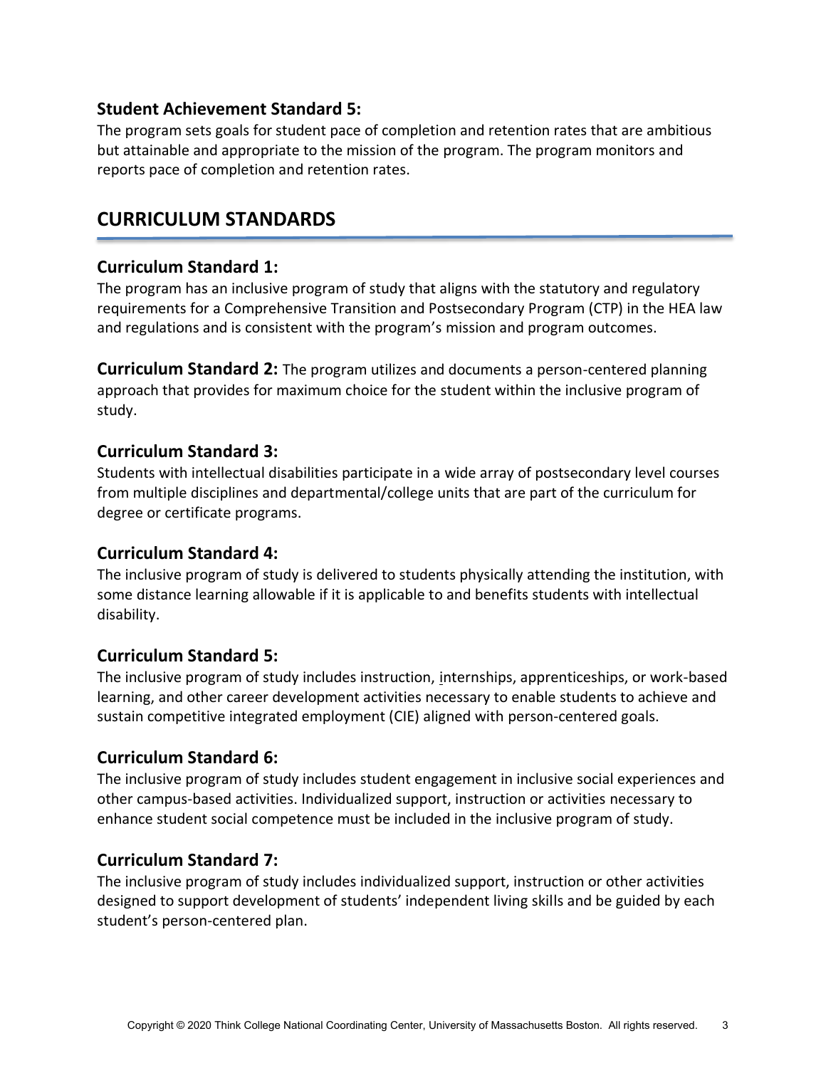### Student Achievement Standard 5:

The program sets goals for student pace of completion and retention rates that are ambitious but attainable and appropriate to the mission of the program. The program monitors and reports pace of completion and retention rates.

## CURRICULUM STANDARDS

### Curriculum Standard 1:

The program has an inclusive program of study that aligns with the statutory and regulatory requirements for a Comprehensive Transition and Postsecondary Program (CTP) in the HEA law and regulations and is consistent with the program's mission and program outcomes.

**Curriculum Standard 2:** The program utilizes and documents a person-centered planning approach that provides for maximum choice for the student within the inclusive program of study.

### Curriculum Standard 3:

Students with intellectual disabilities participate in a wide array of postsecondary level courses from multiple disciplines and departmental/college units that are part of the curriculum for degree or certificate programs.

### Curriculum Standard 4:

The inclusive program of study is delivered to students physically attending the institution, with some distance learning allowable if it is applicable to and benefits students with intellectual disability.

### Curriculum Standard 5:

The inclusive program of study includes instruction, internships, apprenticeships, or work-based learning, and other career development activities necessary to enable students to achieve and sustain competitive integrated employment (CIE) aligned with person-centered goals.

### Curriculum Standard 6:

The inclusive program of study includes student engagement in inclusive social experiences and other campus-based activities. Individualized support, instruction or activities necessary to enhance student social competence must be included in the inclusive program of study.

### Curriculum Standard 7:

The inclusive program of study includes individualized support, instruction or other activities designed to support development of students' independent living skills and be guided by each student's person-centered plan.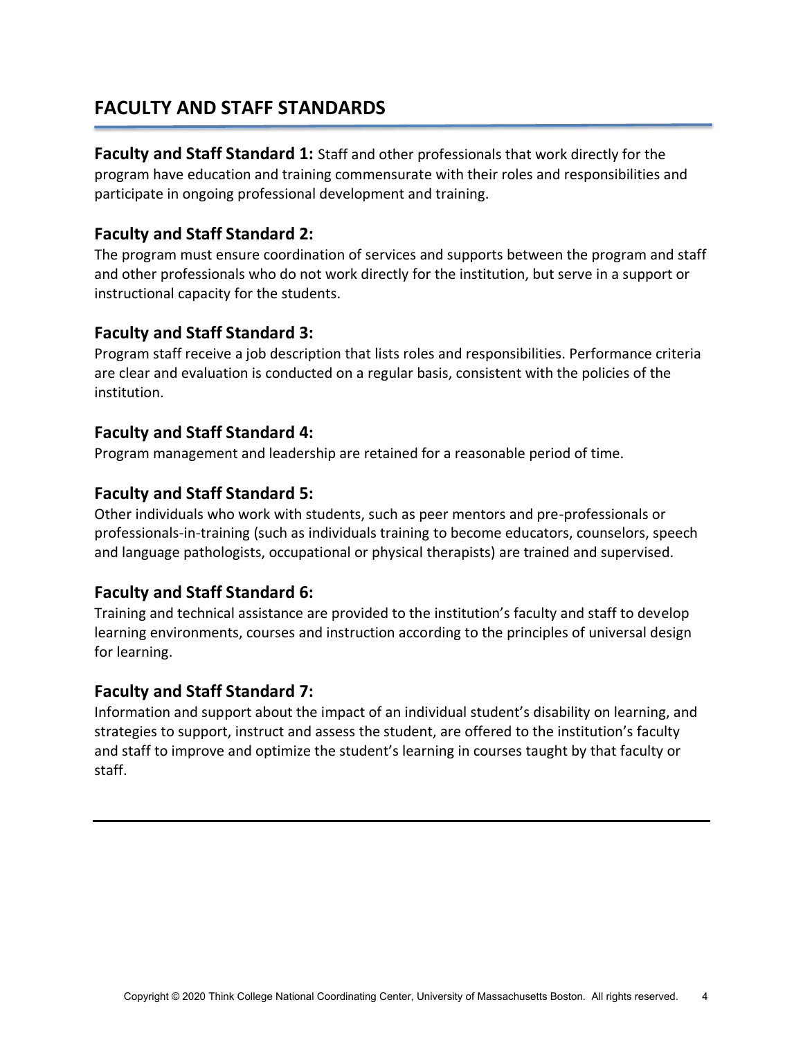## FACULTY AND STAFF STANDARDS

**Faculty and Staff Standard 1:** Staff and other professionals that work directly for the program have education and training commensurate with their roles and responsibilities and participate in ongoing professional development and training.

### Faculty and Staff Standard 2:

The program must ensure coordination of services and supports between the program and staff and other professionals who do not work directly for the institution, but serve in a support or instructional capacity for the students.

### Faculty and Staff Standard 3:

Program staff receive a job description that lists roles and responsibilities. Performance criteria are clear and evaluation is conducted on a regular basis, consistent with the policies of the institution.

### Faculty and Staff Standard 4:

Program management and leadership are retained for a reasonable period of time.

### Faculty and Staff Standard 5:

Other individuals who work with students, such as peer mentors and pre-professionals or professionals-in-training (such as individuals training to become educators, counselors, speech and language pathologists, occupational or physical therapists) are trained and supervised.

### Faculty and Staff Standard 6:

Training and technical assistance are provided to the institution's faculty and staff to develop learning environments, courses and instruction according to the principles of universal design for learning.

### Faculty and Staff Standard 7:

Information and support about the impact of an individual student's disability on learning, and strategies to support, instruct and assess the student, are offered to the institution's faculty and staff to improve and optimize the student's learning in courses taught by that faculty or staff.

---

Copyright © 2020 Think College National Coordinating Center, University of Massachusetts Boston. All rights reserved.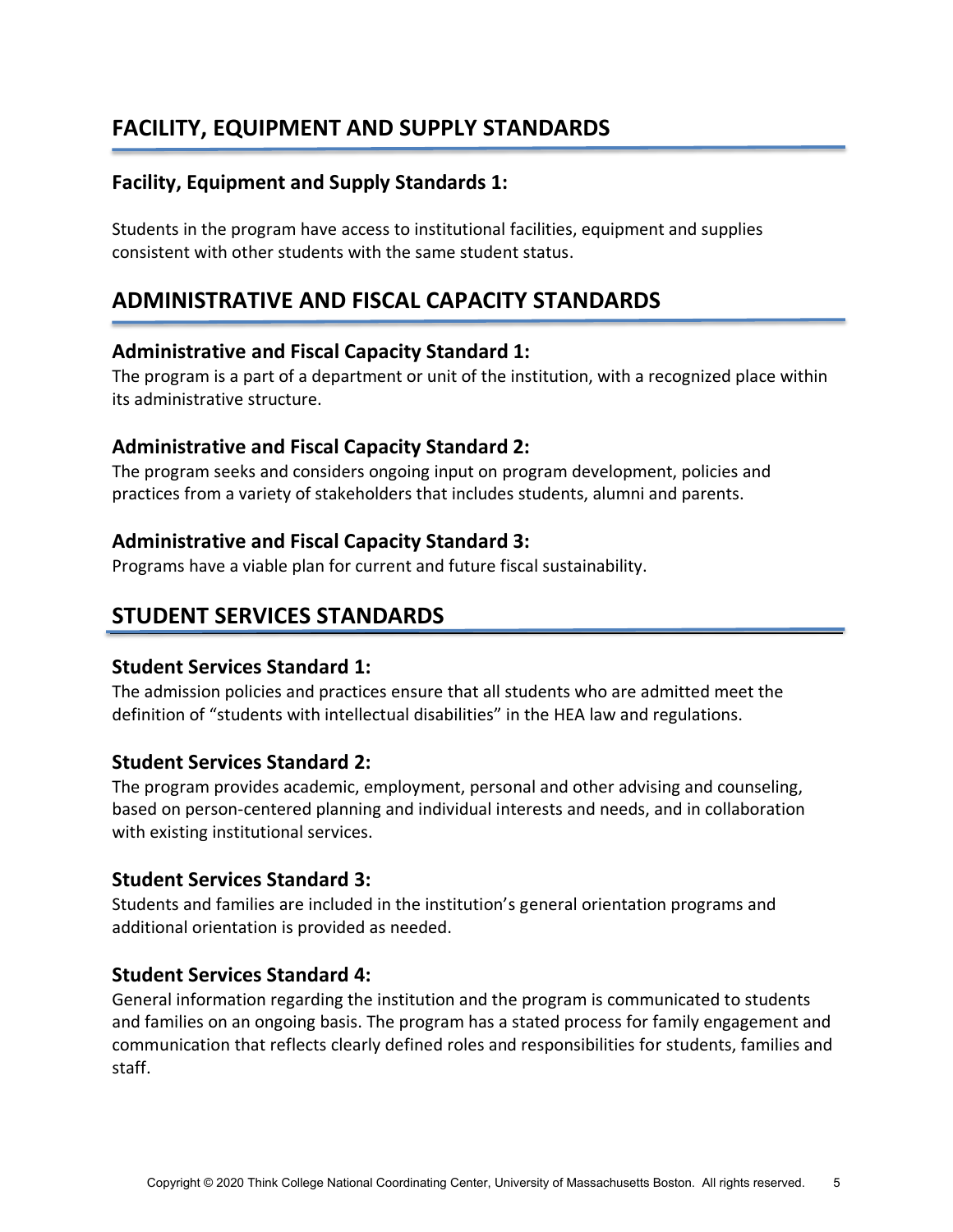## FACILITY, EQUIPMENT AND SUPPLY STANDARDS

### Facility, Equipment and Supply Standards 1:

Students in the program have access to institutional facilities, equipment and supplies consistent with other students with the same student status.

## ADMINISTRATIVE AND FISCAL CAPACITY STANDARDS

### Administrative and Fiscal Capacity Standard 1:

The program is a part of a department or unit of the institution, with a recognized place within its administrative structure.

### Administrative and Fiscal Capacity Standard 2:

The program seeks and considers ongoing input on program development, policies and practices from a variety of stakeholders that includes students, alumni and parents.

### Administrative and Fiscal Capacity Standard 3:

Programs have a viable plan for current and future fiscal sustainability.

## STUDENT SERVICES STANDARDS

### Student Services Standard 1:

The admission policies and practices ensure that all students who are admitted meet the definition of "students with intellectual disabilities" in the HEA law and regulations.

### Student Services Standard 2:

The program provides academic, employment, personal and other advising and counseling, based on person-centered planning and individual interests and needs, and in collaboration with existing institutional services.

### Student Services Standard 3:

Students and families are included in the institution's general orientation programs and additional orientation is provided as needed.

### Student Services Standard 4:

General information regarding the institution and the program is communicated to students and families on an ongoing basis. The program has a stated process for family engagement and communication that reflects clearly defined roles and responsibilities for students, families and staff.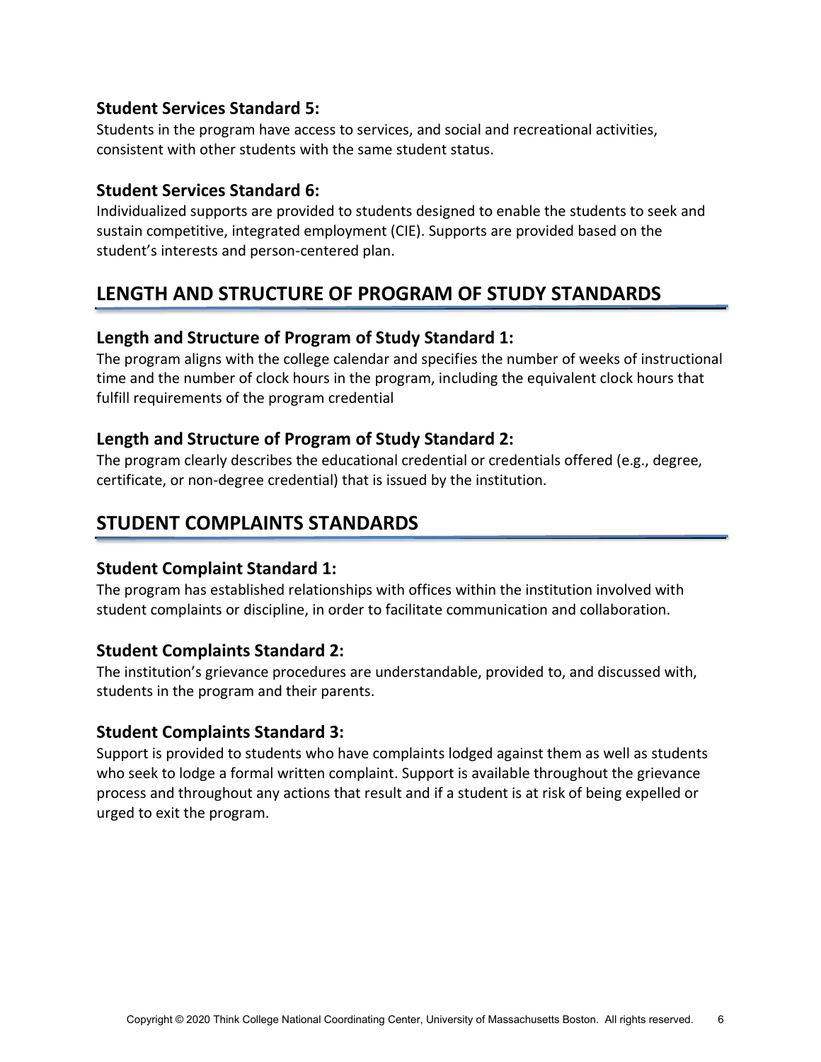### Student Services Standard 5:

Students in the program have access to services, and social and recreational activities, consistent with other students with the same student status.

### Student Services Standard 6:

Individualized supports are provided to students designed to enable the students to seek and sustain competitive, integrated employment (CIE). Supports are provided based on the student's interests and person-centered plan.

## LENGTH AND STRUCTURE OF PROGRAM OF STUDY STANDARDS

### Length and Structure of Program of Study Standard 1:

The program aligns with the college calendar and specifies the number of weeks of instructional time and the number of clock hours in the program, including the equivalent clock hours that fulfill requirements of the program credential

### Length and Structure of Program of Study Standard 2:

The program clearly describes the educational credential or credentials offered (e.g., degree, certificate, or non-degree credential) that is issued by the institution.

## STUDENT COMPLAINTS STANDARDS

### Student Complaint Standard 1:

The program has established relationships with offices within the institution involved with student complaints or discipline, in order to facilitate communication and collaboration.

### Student Complaints Standard 2:

The institution's grievance procedures are understandable, provided to, and discussed with, students in the program and their parents.

### Student Complaints Standard 3:

Support is provided to students who have complaints lodged against them as well as students who seek to lodge a formal written complaint. Support is available throughout the grievance process and throughout any actions that result and if a student is at risk of being expelled or urged to exit the program.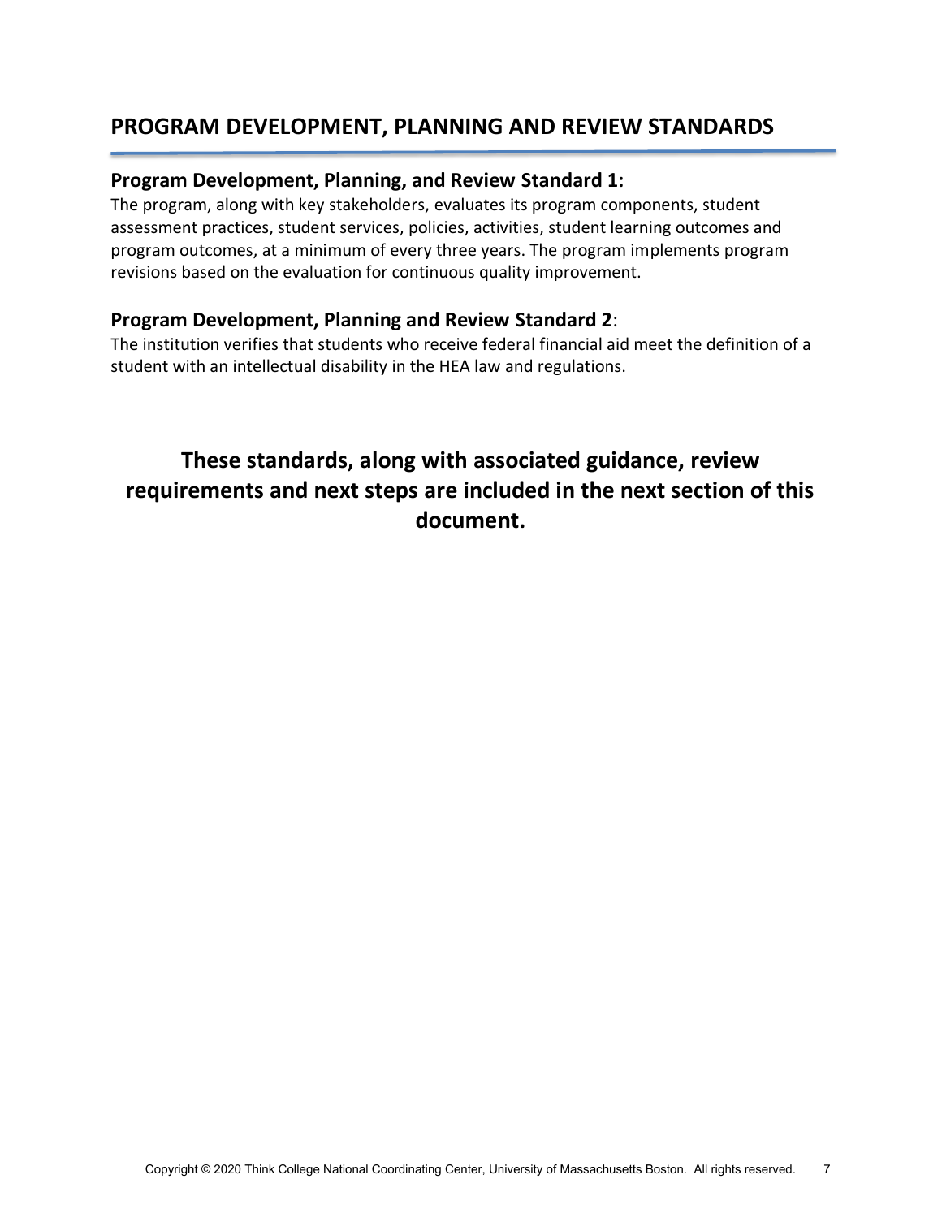## PROGRAM DEVELOPMENT, PLANNING AND REVIEW STANDARDS

### Program Development, Planning, and Review Standard 1:

The program, along with key stakeholders, evaluates its program components, student assessment practices, student services, policies, activities, student learning outcomes and program outcomes, at a minimum of every three years. The program implements program revisions based on the evaluation for continuous quality improvement.

### Program Development, Planning and Review Standard 2:

The institution verifies that students who receive federal financial aid meet the definition of a student with an intellectual disability in the HEA law and regulations.

**These standards, along with associated guidance, review requirements and next steps are included in the next section of this document.**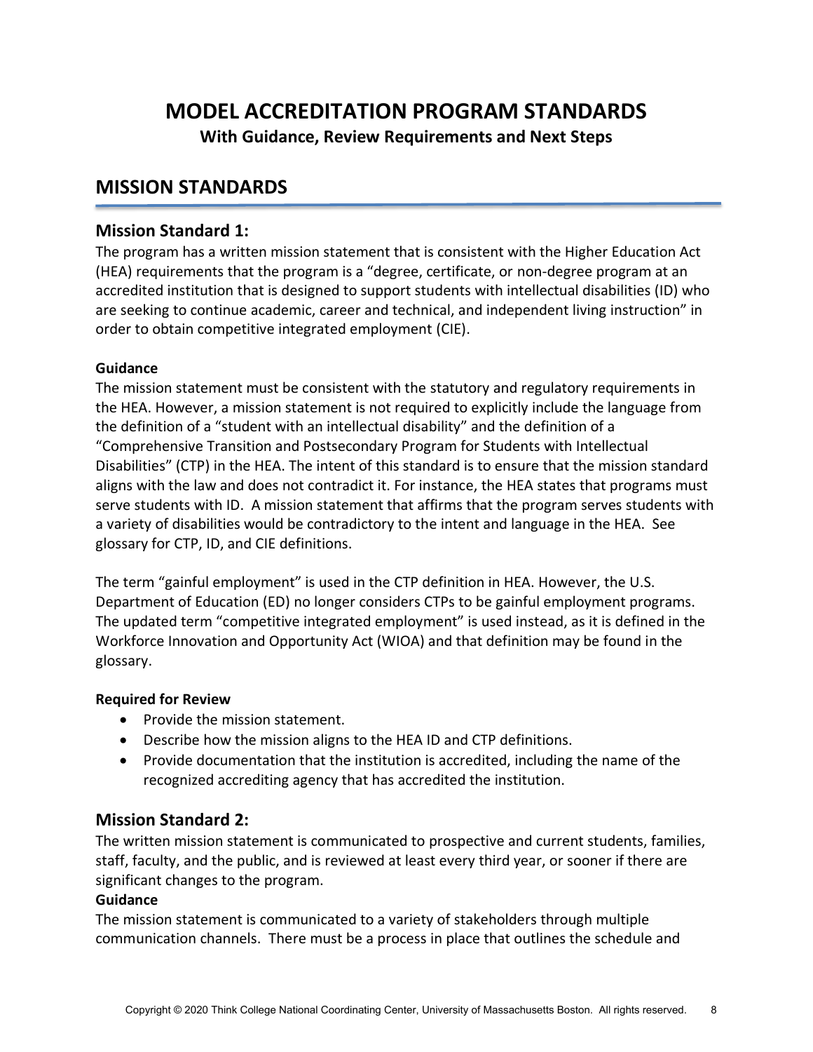# MODEL ACCREDITATION PROGRAM STANDARDS

**With Guidance, Review Requirements and Next Steps**

## MISSION STANDARDS

### Mission Standard 1:

The program has a written mission statement that is consistent with the Higher Education Act (HEA) requirements that the program is a "degree, certificate, or non-degree program at an accredited institution that is designed to support students with intellectual disabilities (ID) who are seeking to continue academic, career and technical, and independent living instruction" in order to obtain competitive integrated employment (CIE).

**Guidance**

The mission statement must be consistent with the statutory and regulatory requirements in the HEA. However, a mission statement is not required to explicitly include the language from the definition of a "student with an intellectual disability" and the definition of a "Comprehensive Transition and Postsecondary Program for Students with Intellectual Disabilities" (CTP) in the HEA. The intent of this standard is to ensure that the mission standard aligns with the law and does not contradict it. For instance, the HEA states that programs must serve students with ID. A mission statement that affirms that the program serves students with a variety of disabilities would be contradictory to the intent and language in the HEA. See glossary for CTP, ID, and CIE definitions.

The term "gainful employment" is used in the CTP definition in HEA. However, the U.S. Department of Education (ED) no longer considers CTPs to be gainful employment programs. The updated term "competitive integrated employment" is used instead, as it is defined in the Workforce Innovation and Opportunity Act (WIOA) and that definition may be found in the glossary.

**Required for Review**

- Provide the mission statement.
- Describe how the mission aligns to the HEA ID and CTP definitions.
- Provide documentation that the institution is accredited, including the name of the recognized accrediting agency that has accredited the institution.

### Mission Standard 2:

The written mission statement is communicated to prospective and current students, families, staff, faculty, and the public, and is reviewed at least every third year, or sooner if there are significant changes to the program.

**Guidance**

The mission statement is communicated to a variety of stakeholders through multiple communication channels. There must be a process in place that outlines the schedule and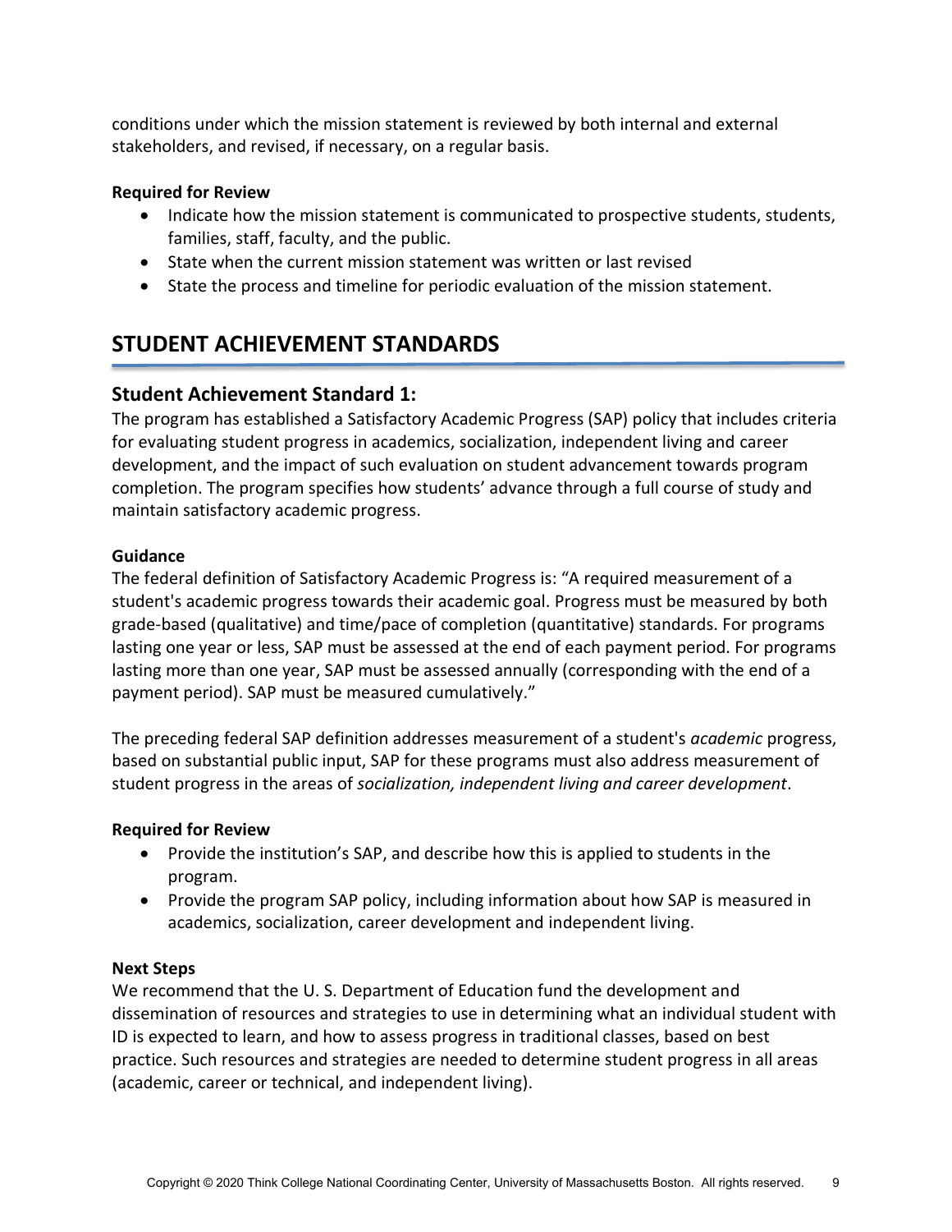conditions under which the mission statement is reviewed by both internal and external stakeholders, and revised, if necessary, on a regular basis.

**Required for Review**

- Indicate how the mission statement is communicated to prospective students, students, families, staff, faculty, and the public.
- State when the current mission statement was written or last revised
- State the process and timeline for periodic evaluation of the mission statement.

# STUDENT ACHIEVEMENT STANDARDS

## Student Achievement Standard 1:

The program has established a Satisfactory Academic Progress (SAP) policy that includes criteria for evaluating student progress in academics, socialization, independent living and career development, and the impact of such evaluation on student advancement towards program completion. The program specifies how students' advance through a full course of study and maintain satisfactory academic progress.

**Guidance**

The federal definition of Satisfactory Academic Progress is: "A required measurement of a student's academic progress towards their academic goal. Progress must be measured by both grade-based (qualitative) and time/pace of completion (quantitative) standards. For programs lasting one year or less, SAP must be assessed at the end of each payment period. For programs lasting more than one year, SAP must be assessed annually (corresponding with the end of a payment period). SAP must be measured cumulatively."

The preceding federal SAP definition addresses measurement of a student's *academic* progress, based on substantial public input, SAP for these programs must also address measurement of student progress in the areas of *socialization, independent living and career development*.

**Required for Review**

- Provide the institution's SAP, and describe how this is applied to students in the program.
- Provide the program SAP policy, including information about how SAP is measured in academics, socialization, career development and independent living.

**Next Steps**

We recommend that the U. S. Department of Education fund the development and dissemination of resources and strategies to use in determining what an individual student with ID is expected to learn, and how to assess progress in traditional classes, based on best practice. Such resources and strategies are needed to determine student progress in all areas (academic, career or technical, and independent living).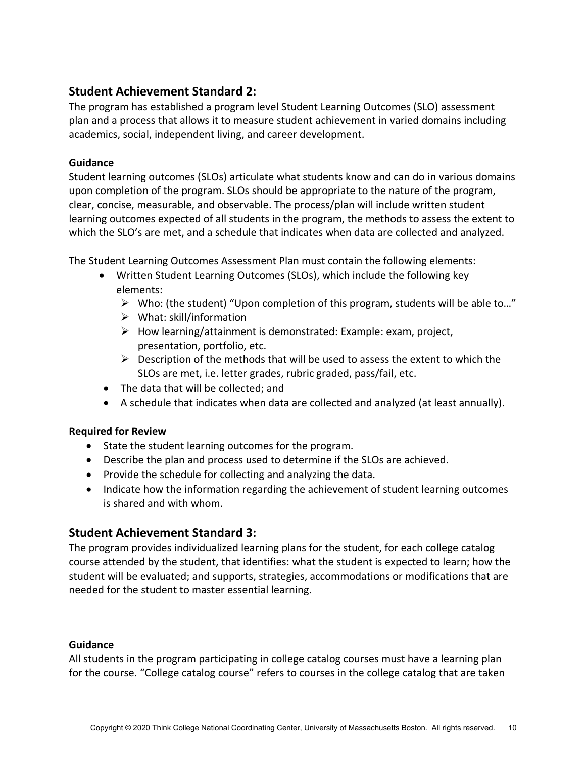## Student Achievement Standard 2:

The program has established a program level Student Learning Outcomes (SLO) assessment plan and a process that allows it to measure student achievement in varied domains including academics, social, independent living, and career development.

**Guidance**

Student learning outcomes (SLOs) articulate what students know and can do in various domains upon completion of the program. SLOs should be appropriate to the nature of the program, clear, concise, measurable, and observable. The process/plan will include written student learning outcomes expected of all students in the program, the methods to assess the extent to which the SLO's are met, and a schedule that indicates when data are collected and analyzed.

The Student Learning Outcomes Assessment Plan must contain the following elements:

- Written Student Learning Outcomes (SLOs), which include the following key elements:
  - Who: (the student) "Upon completion of this program, students will be able to…"
  - What: skill/information
  - How learning/attainment is demonstrated: Example: exam, project, presentation, portfolio, etc.
  - Description of the methods that will be used to assess the extent to which the SLOs are met, i.e. letter grades, rubric graded, pass/fail, etc.
- The data that will be collected; and
- A schedule that indicates when data are collected and analyzed (at least annually).

**Required for Review**

- State the student learning outcomes for the program.
- Describe the plan and process used to determine if the SLOs are achieved.
- Provide the schedule for collecting and analyzing the data.
- Indicate how the information regarding the achievement of student learning outcomes is shared and with whom.

## Student Achievement Standard 3:

The program provides individualized learning plans for the student, for each college catalog course attended by the student, that identifies: what the student is expected to learn; how the student will be evaluated; and supports, strategies, accommodations or modifications that are needed for the student to master essential learning.

**Guidance**

All students in the program participating in college catalog courses must have a learning plan for the course. "College catalog course" refers to courses in the college catalog that are taken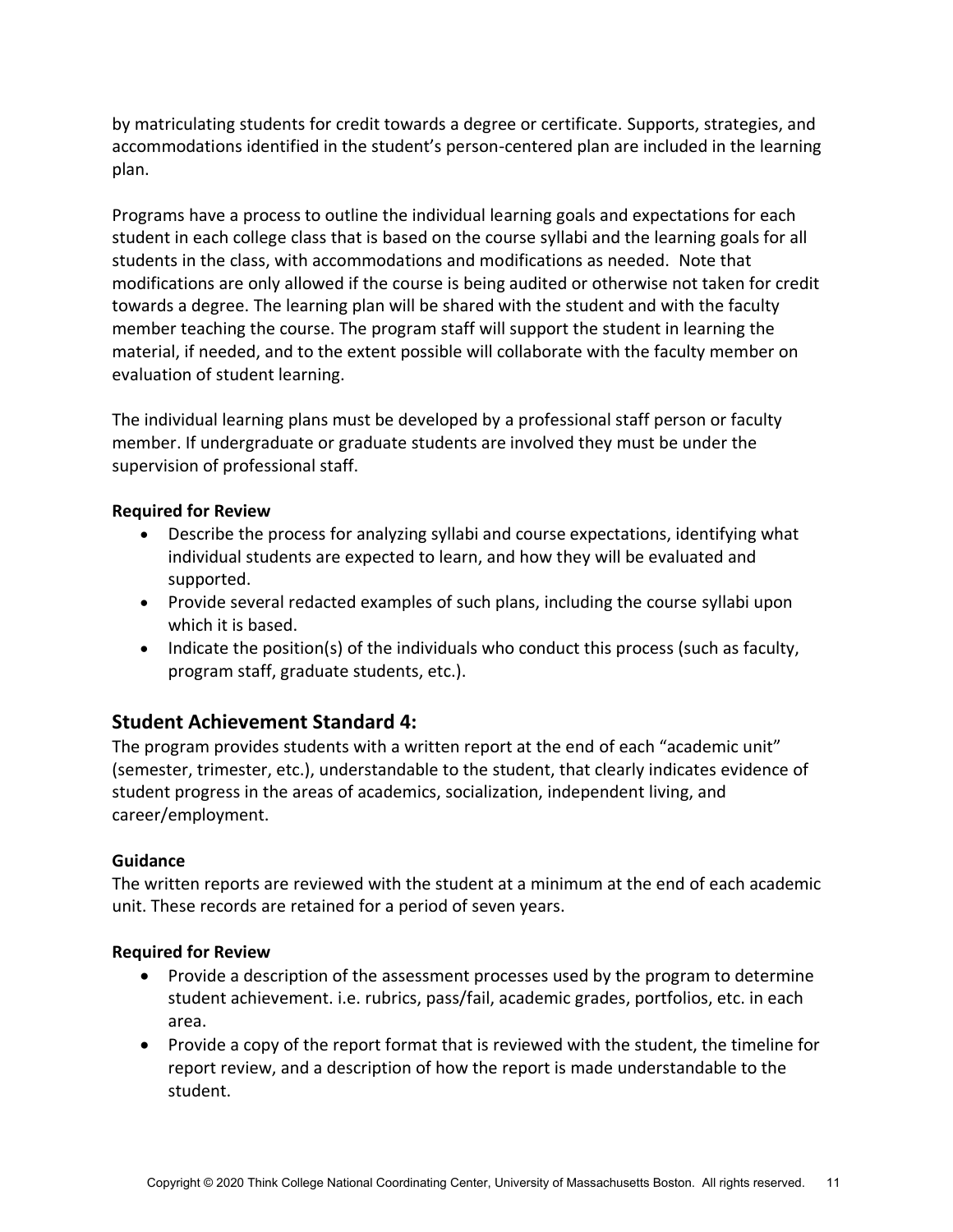by matriculating students for credit towards a degree or certificate. Supports, strategies, and accommodations identified in the student's person-centered plan are included in the learning plan.

Programs have a process to outline the individual learning goals and expectations for each student in each college class that is based on the course syllabi and the learning goals for all students in the class, with accommodations and modifications as needed. Note that modifications are only allowed if the course is being audited or otherwise not taken for credit towards a degree. The learning plan will be shared with the student and with the faculty member teaching the course. The program staff will support the student in learning the material, if needed, and to the extent possible will collaborate with the faculty member on evaluation of student learning.

The individual learning plans must be developed by a professional staff person or faculty member. If undergraduate or graduate students are involved they must be under the supervision of professional staff.

**Required for Review**

- Describe the process for analyzing syllabi and course expectations, identifying what individual students are expected to learn, and how they will be evaluated and supported.
- Provide several redacted examples of such plans, including the course syllabi upon which it is based.
- Indicate the position(s) of the individuals who conduct this process (such as faculty, program staff, graduate students, etc.).

## Student Achievement Standard 4:

The program provides students with a written report at the end of each "academic unit" (semester, trimester, etc.), understandable to the student, that clearly indicates evidence of student progress in the areas of academics, socialization, independent living, and career/employment.

**Guidance**

The written reports are reviewed with the student at a minimum at the end of each academic unit. These records are retained for a period of seven years.

**Required for Review**

- Provide a description of the assessment processes used by the program to determine student achievement. i.e. rubrics, pass/fail, academic grades, portfolios, etc. in each area.
- Provide a copy of the report format that is reviewed with the student, the timeline for report review, and a description of how the report is made understandable to the student.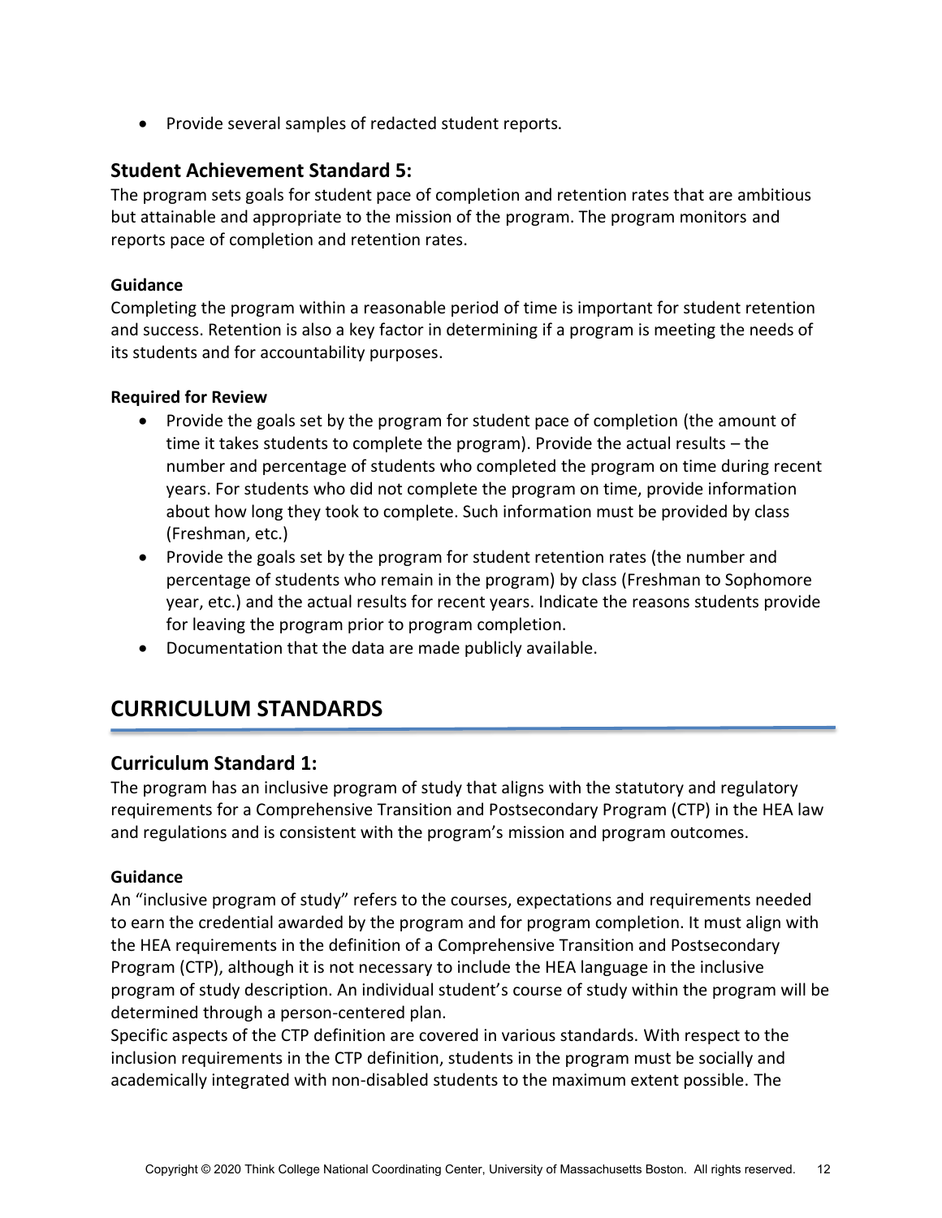- Provide several samples of redacted student reports.

### Student Achievement Standard 5:

The program sets goals for student pace of completion and retention rates that are ambitious but attainable and appropriate to the mission of the program. The program monitors and reports pace of completion and retention rates.

**Guidance**

Completing the program within a reasonable period of time is important for student retention and success. Retention is also a key factor in determining if a program is meeting the needs of its students and for accountability purposes.

**Required for Review**

- Provide the goals set by the program for student pace of completion (the amount of time it takes students to complete the program). Provide the actual results – the number and percentage of students who completed the program on time during recent years. For students who did not complete the program on time, provide information about how long they took to complete. Such information must be provided by class (Freshman, etc.)
- Provide the goals set by the program for student retention rates (the number and percentage of students who remain in the program) by class (Freshman to Sophomore year, etc.) and the actual results for recent years. Indicate the reasons students provide for leaving the program prior to program completion.
- Documentation that the data are made publicly available.

## CURRICULUM STANDARDS

### Curriculum Standard 1:

The program has an inclusive program of study that aligns with the statutory and regulatory requirements for a Comprehensive Transition and Postsecondary Program (CTP) in the HEA law and regulations and is consistent with the program's mission and program outcomes.

**Guidance**

An "inclusive program of study" refers to the courses, expectations and requirements needed to earn the credential awarded by the program and for program completion. It must align with the HEA requirements in the definition of a Comprehensive Transition and Postsecondary Program (CTP), although it is not necessary to include the HEA language in the inclusive program of study description. An individual student's course of study within the program will be determined through a person-centered plan.

Specific aspects of the CTP definition are covered in various standards. With respect to the inclusion requirements in the CTP definition, students in the program must be socially and academically integrated with non-disabled students to the maximum extent possible. The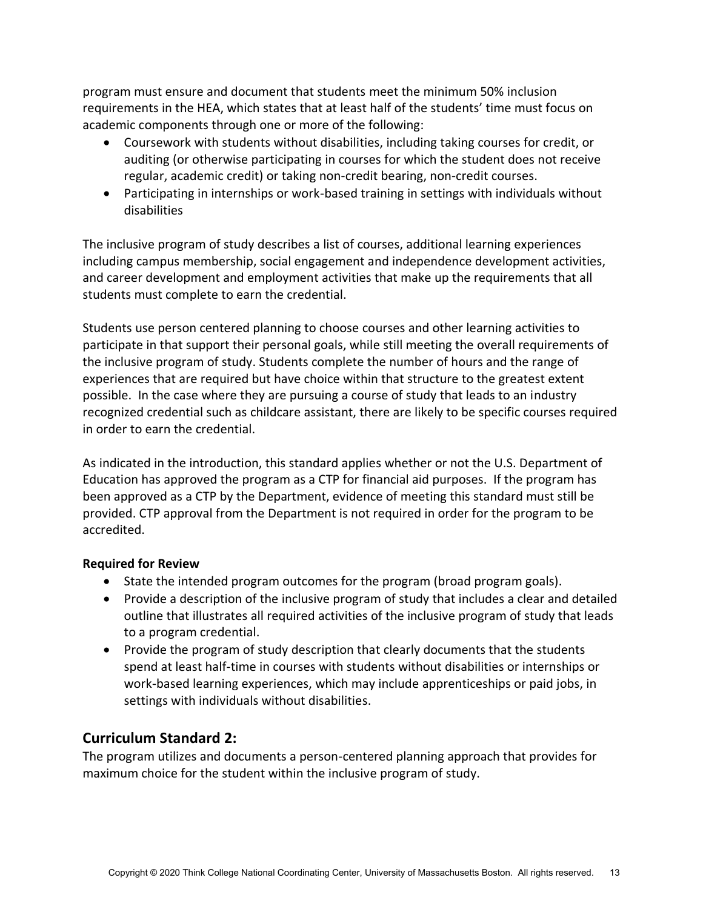program must ensure and document that students meet the minimum 50% inclusion requirements in the HEA, which states that at least half of the students' time must focus on academic components through one or more of the following:

- Coursework with students without disabilities, including taking courses for credit, or auditing (or otherwise participating in courses for which the student does not receive regular, academic credit) or taking non-credit bearing, non-credit courses.
- Participating in internships or work-based training in settings with individuals without disabilities

The inclusive program of study describes a list of courses, additional learning experiences including campus membership, social engagement and independence development activities, and career development and employment activities that make up the requirements that all students must complete to earn the credential.

Students use person centered planning to choose courses and other learning activities to participate in that support their personal goals, while still meeting the overall requirements of the inclusive program of study. Students complete the number of hours and the range of experiences that are required but have choice within that structure to the greatest extent possible. In the case where they are pursuing a course of study that leads to an industry recognized credential such as childcare assistant, there are likely to be specific courses required in order to earn the credential.

As indicated in the introduction, this standard applies whether or not the U.S. Department of Education has approved the program as a CTP for financial aid purposes. If the program has been approved as a CTP by the Department, evidence of meeting this standard must still be provided. CTP approval from the Department is not required in order for the program to be accredited.

**Required for Review**

- State the intended program outcomes for the program (broad program goals).
- Provide a description of the inclusive program of study that includes a clear and detailed outline that illustrates all required activities of the inclusive program of study that leads to a program credential.
- Provide the program of study description that clearly documents that the students spend at least half-time in courses with students without disabilities or internships or work-based learning experiences, which may include apprenticeships or paid jobs, in settings with individuals without disabilities.

## Curriculum Standard 2:

The program utilizes and documents a person-centered planning approach that provides for maximum choice for the student within the inclusive program of study.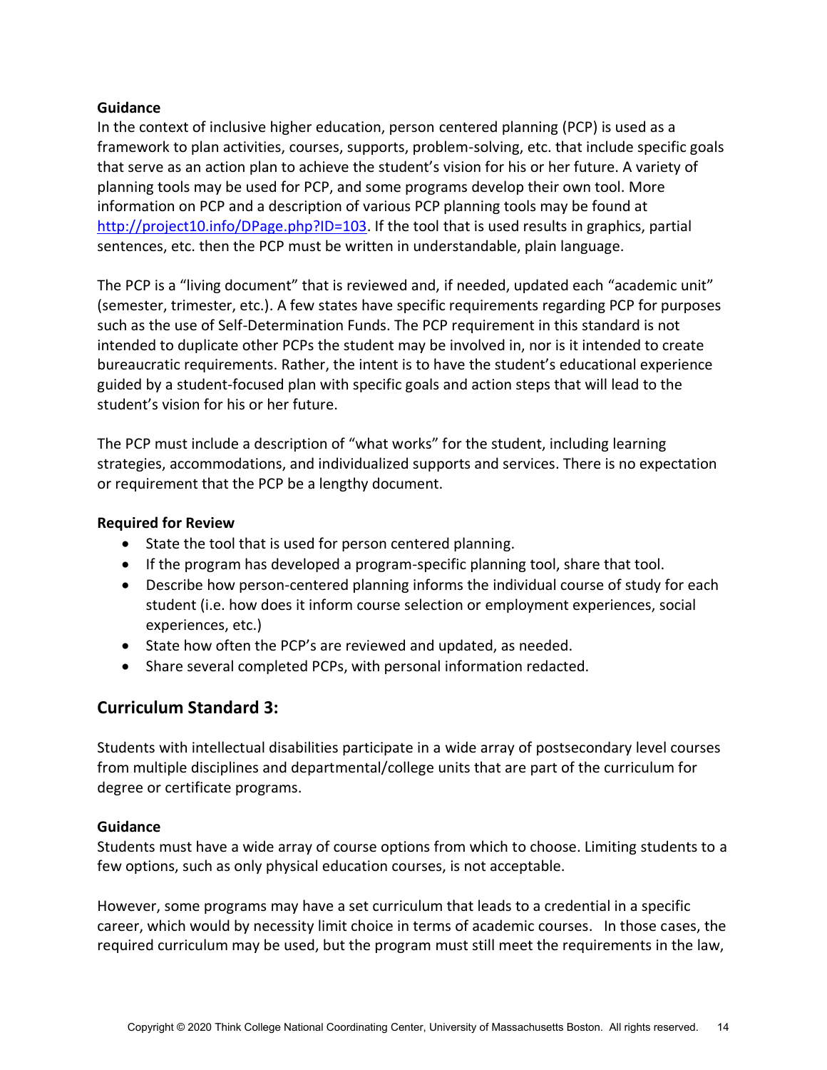**Guidance**

In the context of inclusive higher education, person centered planning (PCP) is used as a framework to plan activities, courses, supports, problem-solving, etc. that include specific goals that serve as an action plan to achieve the student's vision for his or her future. A variety of planning tools may be used for PCP, and some programs develop their own tool. More information on PCP and a description of various PCP planning tools may be found at [http://project10.info/DPage.php?ID=103](http://project10.info/DPage.php?ID=103). If the tool that is used results in graphics, partial sentences, etc. then the PCP must be written in understandable, plain language.

The PCP is a "living document" that is reviewed and, if needed, updated each "academic unit" (semester, trimester, etc.). A few states have specific requirements regarding PCP for purposes such as the use of Self-Determination Funds. The PCP requirement in this standard is not intended to duplicate other PCPs the student may be involved in, nor is it intended to create bureaucratic requirements. Rather, the intent is to have the student's educational experience guided by a student-focused plan with specific goals and action steps that will lead to the student's vision for his or her future.

The PCP must include a description of "what works" for the student, including learning strategies, accommodations, and individualized supports and services. There is no expectation or requirement that the PCP be a lengthy document.

**Required for Review**

- State the tool that is used for person centered planning.
- If the program has developed a program-specific planning tool, share that tool.
- Describe how person-centered planning informs the individual course of study for each student (i.e. how does it inform course selection or employment experiences, social experiences, etc.)
- State how often the PCP's are reviewed and updated, as needed.
- Share several completed PCPs, with personal information redacted.

## Curriculum Standard 3:

Students with intellectual disabilities participate in a wide array of postsecondary level courses from multiple disciplines and departmental/college units that are part of the curriculum for degree or certificate programs.

**Guidance**

Students must have a wide array of course options from which to choose. Limiting students to a few options, such as only physical education courses, is not acceptable.

However, some programs may have a set curriculum that leads to a credential in a specific career, which would by necessity limit choice in terms of academic courses. In those cases, the required curriculum may be used, but the program must still meet the requirements in the law,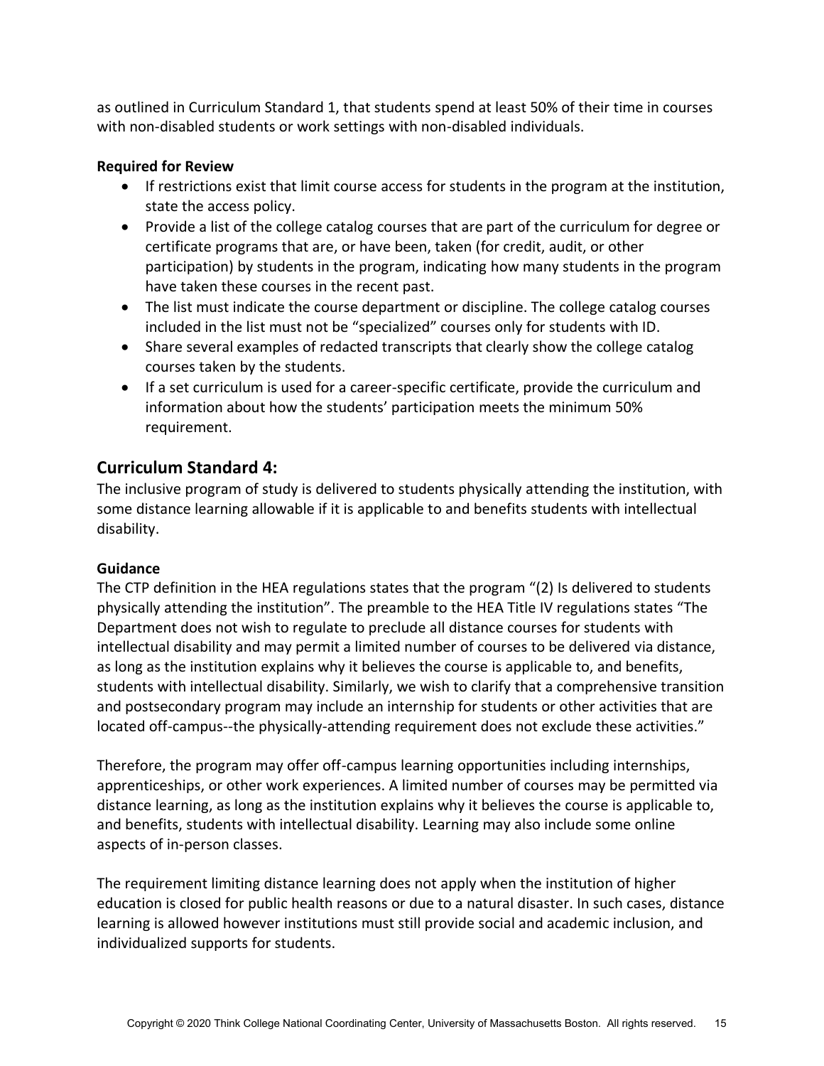as outlined in Curriculum Standard 1, that students spend at least 50% of their time in courses with non-disabled students or work settings with non-disabled individuals.

**Required for Review**

- If restrictions exist that limit course access for students in the program at the institution, state the access policy.
- Provide a list of the college catalog courses that are part of the curriculum for degree or certificate programs that are, or have been, taken (for credit, audit, or other participation) by students in the program, indicating how many students in the program have taken these courses in the recent past.
- The list must indicate the course department or discipline. The college catalog courses included in the list must not be "specialized" courses only for students with ID.
- Share several examples of redacted transcripts that clearly show the college catalog courses taken by the students.
- If a set curriculum is used for a career-specific certificate, provide the curriculum and information about how the students' participation meets the minimum 50% requirement.

## Curriculum Standard 4:

The inclusive program of study is delivered to students physically attending the institution, with some distance learning allowable if it is applicable to and benefits students with intellectual disability.

**Guidance**

The CTP definition in the HEA regulations states that the program "(2) Is delivered to students physically attending the institution". The preamble to the HEA Title IV regulations states "The Department does not wish to regulate to preclude all distance courses for students with intellectual disability and may permit a limited number of courses to be delivered via distance, as long as the institution explains why it believes the course is applicable to, and benefits, students with intellectual disability. Similarly, we wish to clarify that a comprehensive transition and postsecondary program may include an internship for students or other activities that are located off-campus--the physically-attending requirement does not exclude these activities."

Therefore, the program may offer off-campus learning opportunities including internships, apprenticeships, or other work experiences. A limited number of courses may be permitted via distance learning, as long as the institution explains why it believes the course is applicable to, and benefits, students with intellectual disability. Learning may also include some online aspects of in-person classes.

The requirement limiting distance learning does not apply when the institution of higher education is closed for public health reasons or due to a natural disaster. In such cases, distance learning is allowed however institutions must still provide social and academic inclusion, and individualized supports for students.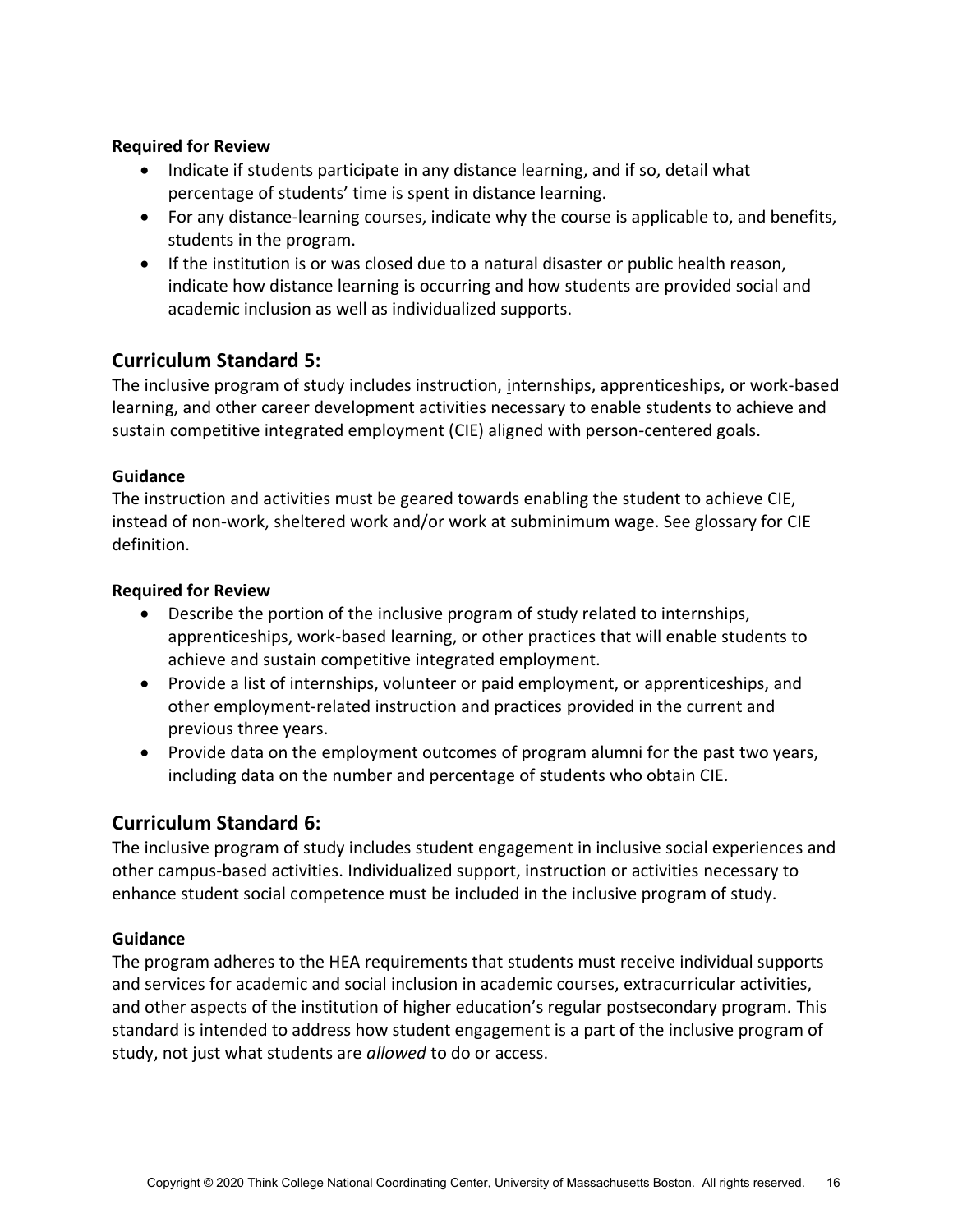**Required for Review**

- Indicate if students participate in any distance learning, and if so, detail what percentage of students' time is spent in distance learning.
- For any distance-learning courses, indicate why the course is applicable to, and benefits, students in the program.
- If the institution is or was closed due to a natural disaster or public health reason, indicate how distance learning is occurring and how students are provided social and academic inclusion as well as individualized supports.

## Curriculum Standard 5:

The inclusive program of study includes instruction, internships, apprenticeships, or work-based learning, and other career development activities necessary to enable students to achieve and sustain competitive integrated employment (CIE) aligned with person-centered goals.

**Guidance**

The instruction and activities must be geared towards enabling the student to achieve CIE, instead of non-work, sheltered work and/or work at subminimum wage. See glossary for CIE definition.

**Required for Review**

- Describe the portion of the inclusive program of study related to internships, apprenticeships, work-based learning, or other practices that will enable students to achieve and sustain competitive integrated employment.
- Provide a list of internships, volunteer or paid employment, or apprenticeships, and other employment-related instruction and practices provided in the current and previous three years.
- Provide data on the employment outcomes of program alumni for the past two years, including data on the number and percentage of students who obtain CIE.

## Curriculum Standard 6:

The inclusive program of study includes student engagement in inclusive social experiences and other campus-based activities. Individualized support, instruction or activities necessary to enhance student social competence must be included in the inclusive program of study.

**Guidance**

The program adheres to the HEA requirements that students must receive individual supports and services for academic and social inclusion in academic courses, extracurricular activities, and other aspects of the institution of higher education's regular postsecondary program. This standard is intended to address how student engagement is a part of the inclusive program of study, not just what students are *allowed* to do or access.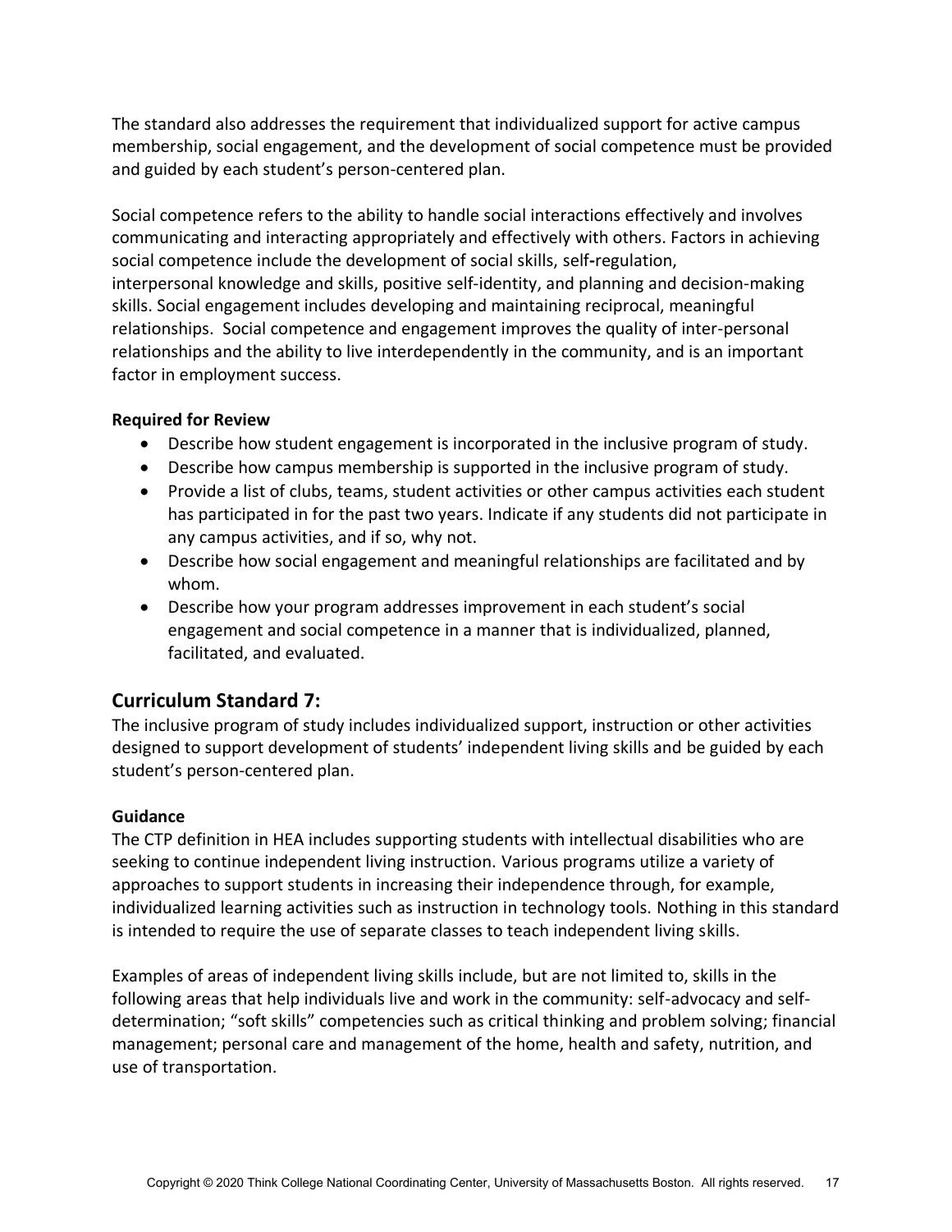The standard also addresses the requirement that individualized support for active campus membership, social engagement, and the development of social competence must be provided and guided by each student's person-centered plan.

Social competence refers to the ability to handle social interactions effectively and involves communicating and interacting appropriately and effectively with others. Factors in achieving social competence include the development of social skills, self-regulation, interpersonal knowledge and skills, positive self-identity, and planning and decision-making skills. Social engagement includes developing and maintaining reciprocal, meaningful relationships. Social competence and engagement improves the quality of inter-personal relationships and the ability to live interdependently in the community, and is an important factor in employment success.

**Required for Review**

- Describe how student engagement is incorporated in the inclusive program of study.
- Describe how campus membership is supported in the inclusive program of study.
- Provide a list of clubs, teams, student activities or other campus activities each student has participated in for the past two years. Indicate if any students did not participate in any campus activities, and if so, why not.
- Describe how social engagement and meaningful relationships are facilitated and by whom.
- Describe how your program addresses improvement in each student's social engagement and social competence in a manner that is individualized, planned, facilitated, and evaluated.

## Curriculum Standard 7:

The inclusive program of study includes individualized support, instruction or other activities designed to support development of students' independent living skills and be guided by each student's person-centered plan.

**Guidance**

The CTP definition in HEA includes supporting students with intellectual disabilities who are seeking to continue independent living instruction. Various programs utilize a variety of approaches to support students in increasing their independence through, for example, individualized learning activities such as instruction in technology tools. Nothing in this standard is intended to require the use of separate classes to teach independent living skills.

Examples of areas of independent living skills include, but are not limited to, skills in the following areas that help individuals live and work in the community: self-advocacy and self-determination; "soft skills" competencies such as critical thinking and problem solving; financial management; personal care and management of the home, health and safety, nutrition, and use of transportation.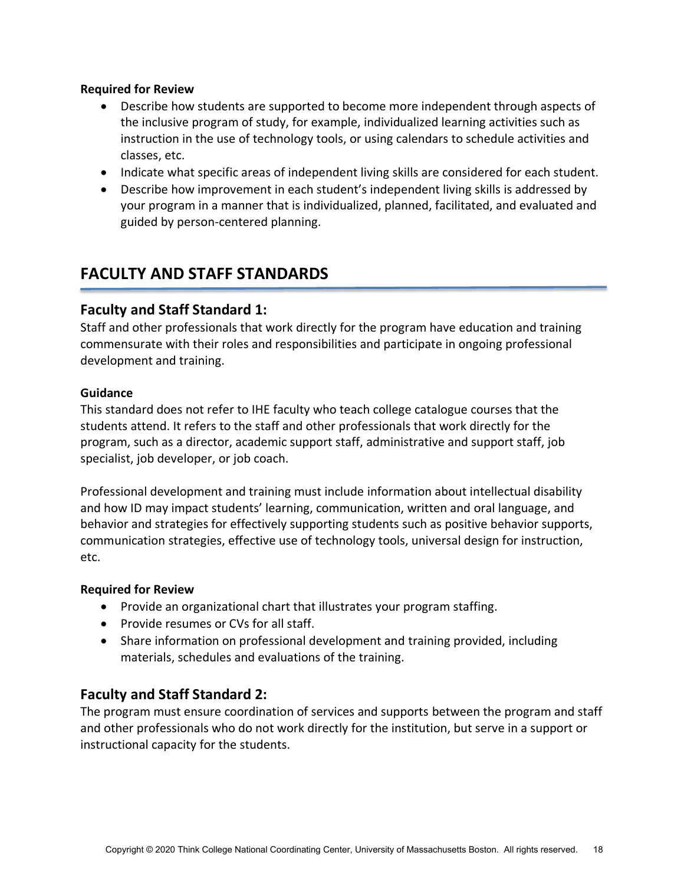**Required for Review**

- Describe how students are supported to become more independent through aspects of the inclusive program of study, for example, individualized learning activities such as instruction in the use of technology tools, or using calendars to schedule activities and classes, etc.
- Indicate what specific areas of independent living skills are considered for each student.
- Describe how improvement in each student's independent living skills is addressed by your program in a manner that is individualized, planned, facilitated, and evaluated and guided by person-centered planning.

## FACULTY AND STAFF STANDARDS

### Faculty and Staff Standard 1:

Staff and other professionals that work directly for the program have education and training commensurate with their roles and responsibilities and participate in ongoing professional development and training.

**Guidance**

This standard does not refer to IHE faculty who teach college catalogue courses that the students attend. It refers to the staff and other professionals that work directly for the program, such as a director, academic support staff, administrative and support staff, job specialist, job developer, or job coach.

Professional development and training must include information about intellectual disability and how ID may impact students' learning, communication, written and oral language, and behavior and strategies for effectively supporting students such as positive behavior supports, communication strategies, effective use of technology tools, universal design for instruction, etc.

**Required for Review**

- Provide an organizational chart that illustrates your program staffing.
- Provide resumes or CVs for all staff.
- Share information on professional development and training provided, including materials, schedules and evaluations of the training.

### Faculty and Staff Standard 2:

The program must ensure coordination of services and supports between the program and staff and other professionals who do not work directly for the institution, but serve in a support or instructional capacity for the students.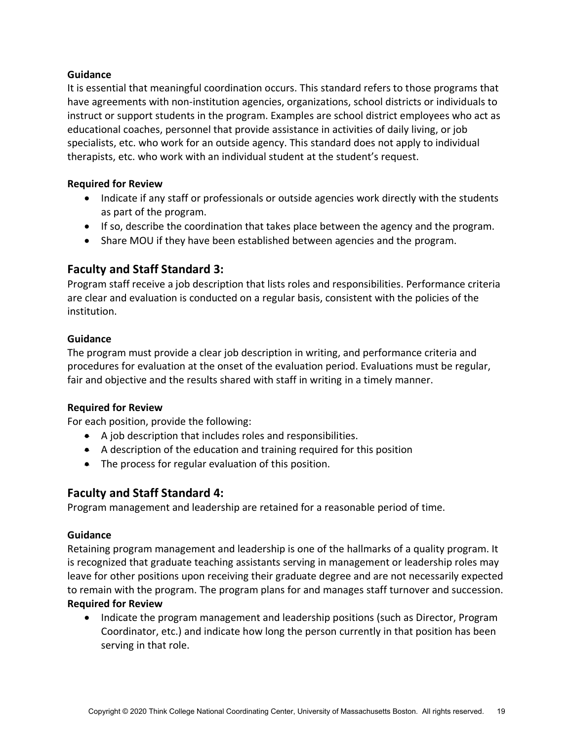**Guidance**

It is essential that meaningful coordination occurs. This standard refers to those programs that have agreements with non-institution agencies, organizations, school districts or individuals to instruct or support students in the program. Examples are school district employees who act as educational coaches, personnel that provide assistance in activities of daily living, or job specialists, etc. who work for an outside agency. This standard does not apply to individual therapists, etc. who work with an individual student at the student's request.

**Required for Review**

- Indicate if any staff or professionals or outside agencies work directly with the students as part of the program.
- If so, describe the coordination that takes place between the agency and the program.
- Share MOU if they have been established between agencies and the program.

## Faculty and Staff Standard 3:

Program staff receive a job description that lists roles and responsibilities. Performance criteria are clear and evaluation is conducted on a regular basis, consistent with the policies of the institution.

**Guidance**

The program must provide a clear job description in writing, and performance criteria and procedures for evaluation at the onset of the evaluation period. Evaluations must be regular, fair and objective and the results shared with staff in writing in a timely manner.

**Required for Review**

For each position, provide the following:

- A job description that includes roles and responsibilities.
- A description of the education and training required for this position
- The process for regular evaluation of this position.

## Faculty and Staff Standard 4:

Program management and leadership are retained for a reasonable period of time.

**Guidance**

Retaining program management and leadership is one of the hallmarks of a quality program. It is recognized that graduate teaching assistants serving in management or leadership roles may leave for other positions upon receiving their graduate degree and are not necessarily expected to remain with the program. The program plans for and manages staff turnover and succession.

**Required for Review**

- Indicate the program management and leadership positions (such as Director, Program Coordinator, etc.) and indicate how long the person currently in that position has been serving in that role.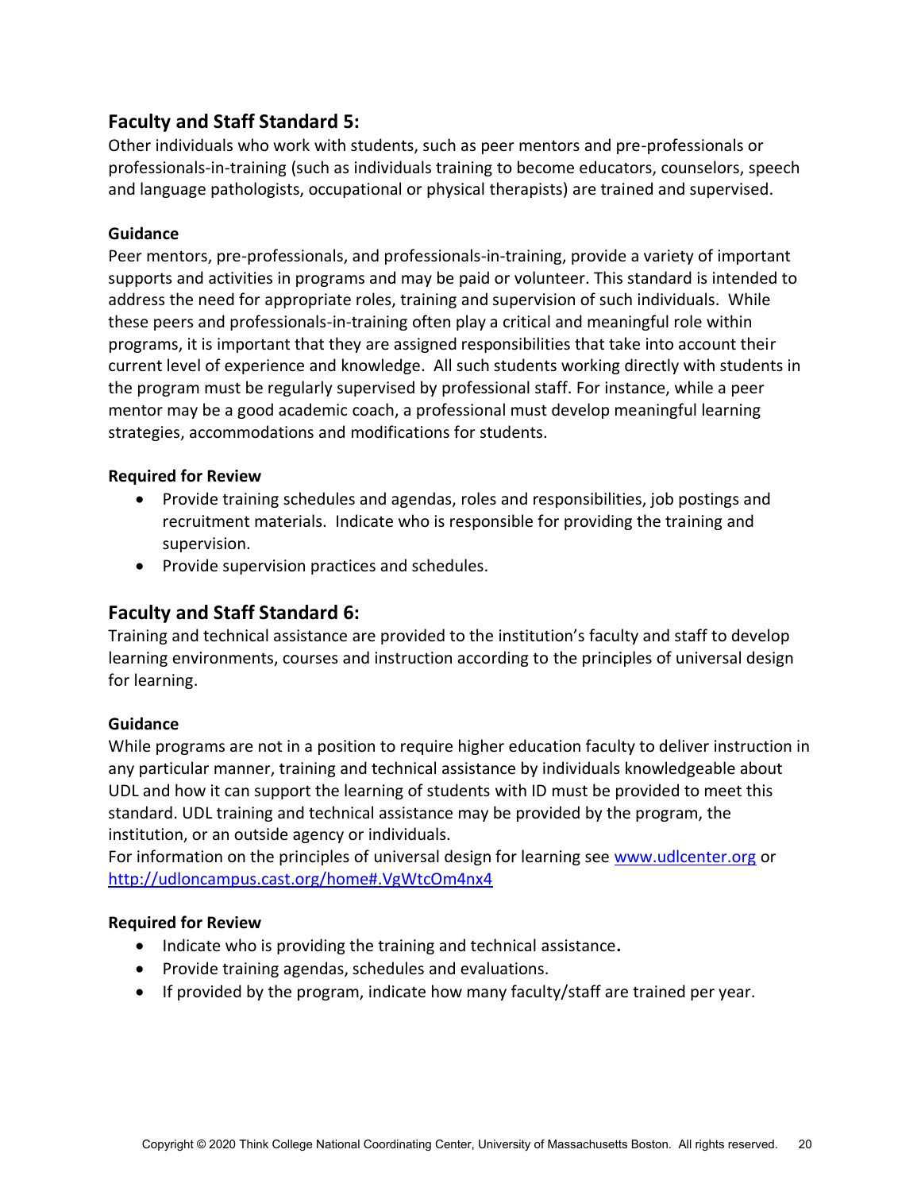## Faculty and Staff Standard 5:

Other individuals who work with students, such as peer mentors and pre-professionals or professionals-in-training (such as individuals training to become educators, counselors, speech and language pathologists, occupational or physical therapists) are trained and supervised.

### Guidance

Peer mentors, pre-professionals, and professionals-in-training, provide a variety of important supports and activities in programs and may be paid or volunteer. This standard is intended to address the need for appropriate roles, training and supervision of such individuals. While these peers and professionals-in-training often play a critical and meaningful role within programs, it is important that they are assigned responsibilities that take into account their current level of experience and knowledge. All such students working directly with students in the program must be regularly supervised by professional staff. For instance, while a peer mentor may be a good academic coach, a professional must develop meaningful learning strategies, accommodations and modifications for students.

### Required for Review

- Provide training schedules and agendas, roles and responsibilities, job postings and recruitment materials. Indicate who is responsible for providing the training and supervision.
- Provide supervision practices and schedules.

## Faculty and Staff Standard 6:

Training and technical assistance are provided to the institution's faculty and staff to develop learning environments, courses and instruction according to the principles of universal design for learning.

### Guidance

While programs are not in a position to require higher education faculty to deliver instruction in any particular manner, training and technical assistance by individuals knowledgeable about UDL and how it can support the learning of students with ID must be provided to meet this standard. UDL training and technical assistance may be provided by the program, the institution, or an outside agency or individuals.

For information on the principles of universal design for learning see [www.udlcenter.org](www.udlcenter.org) or [http://udloncampus.cast.org/home#.VgWtcOm4nx4](http://udloncampus.cast.org/home#.VgWtcOm4nx4)

### Required for Review

- Indicate who is providing the training and technical assistance**.**
- Provide training agendas, schedules and evaluations.
- If provided by the program, indicate how many faculty/staff are trained per year.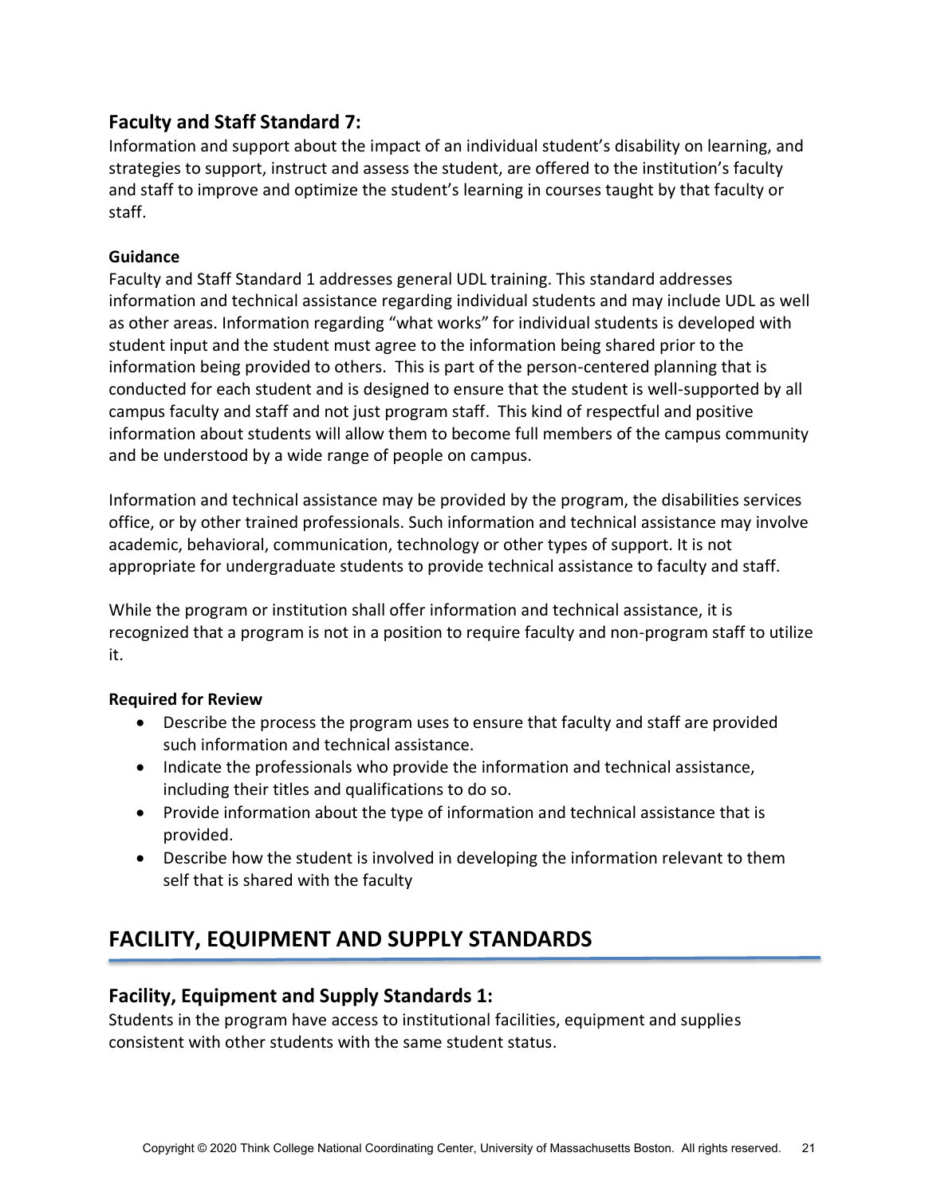### Faculty and Staff Standard 7:

Information and support about the impact of an individual student's disability on learning, and strategies to support, instruct and assess the student, are offered to the institution's faculty and staff to improve and optimize the student's learning in courses taught by that faculty or staff.

**Guidance**

Faculty and Staff Standard 1 addresses general UDL training. This standard addresses information and technical assistance regarding individual students and may include UDL as well as other areas. Information regarding "what works" for individual students is developed with student input and the student must agree to the information being shared prior to the information being provided to others. This is part of the person-centered planning that is conducted for each student and is designed to ensure that the student is well-supported by all campus faculty and staff and not just program staff. This kind of respectful and positive information about students will allow them to become full members of the campus community and be understood by a wide range of people on campus.

Information and technical assistance may be provided by the program, the disabilities services office, or by other trained professionals. Such information and technical assistance may involve academic, behavioral, communication, technology or other types of support. It is not appropriate for undergraduate students to provide technical assistance to faculty and staff.

While the program or institution shall offer information and technical assistance, it is recognized that a program is not in a position to require faculty and non-program staff to utilize it.

**Required for Review**

- Describe the process the program uses to ensure that faculty and staff are provided such information and technical assistance.
- Indicate the professionals who provide the information and technical assistance, including their titles and qualifications to do so.
- Provide information about the type of information and technical assistance that is provided.
- Describe how the student is involved in developing the information relevant to them self that is shared with the faculty

## FACILITY, EQUIPMENT AND SUPPLY STANDARDS

### Facility, Equipment and Supply Standards 1:

Students in the program have access to institutional facilities, equipment and supplies consistent with other students with the same student status.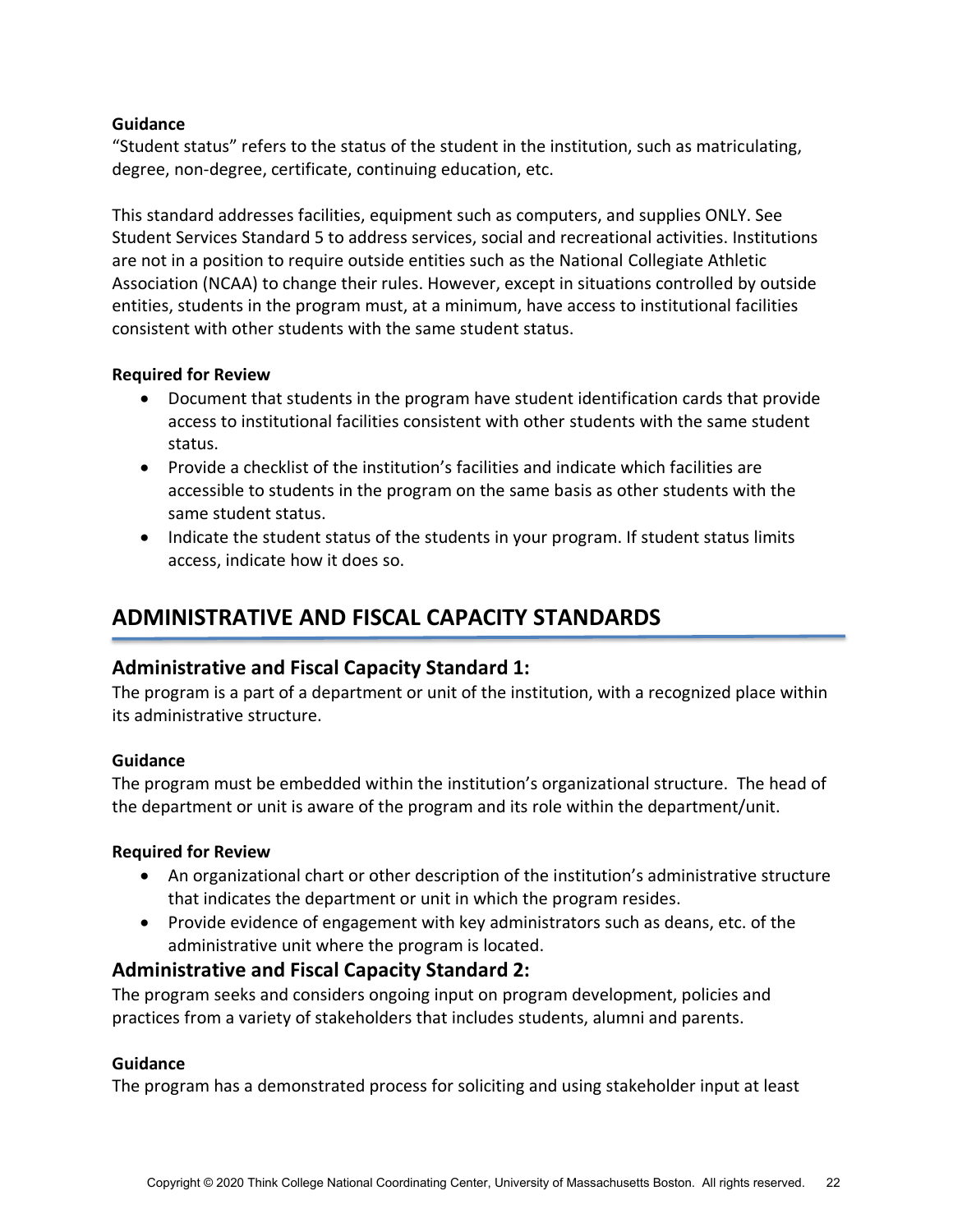**Guidance**

"Student status" refers to the status of the student in the institution, such as matriculating, degree, non-degree, certificate, continuing education, etc.

This standard addresses facilities, equipment such as computers, and supplies ONLY. See Student Services Standard 5 to address services, social and recreational activities. Institutions are not in a position to require outside entities such as the National Collegiate Athletic Association (NCAA) to change their rules. However, except in situations controlled by outside entities, students in the program must, at a minimum, have access to institutional facilities consistent with other students with the same student status.

**Required for Review**

- Document that students in the program have student identification cards that provide access to institutional facilities consistent with other students with the same student status.
- Provide a checklist of the institution's facilities and indicate which facilities are accessible to students in the program on the same basis as other students with the same student status.
- Indicate the student status of the students in your program. If student status limits access, indicate how it does so.

## ADMINISTRATIVE AND FISCAL CAPACITY STANDARDS

### Administrative and Fiscal Capacity Standard 1:

The program is a part of a department or unit of the institution, with a recognized place within its administrative structure.

**Guidance**

The program must be embedded within the institution's organizational structure. The head of the department or unit is aware of the program and its role within the department/unit.

**Required for Review**

- An organizational chart or other description of the institution's administrative structure that indicates the department or unit in which the program resides.
- Provide evidence of engagement with key administrators such as deans, etc. of the administrative unit where the program is located.

### Administrative and Fiscal Capacity Standard 2:

The program seeks and considers ongoing input on program development, policies and practices from a variety of stakeholders that includes students, alumni and parents.

**Guidance**

The program has a demonstrated process for soliciting and using stakeholder input at least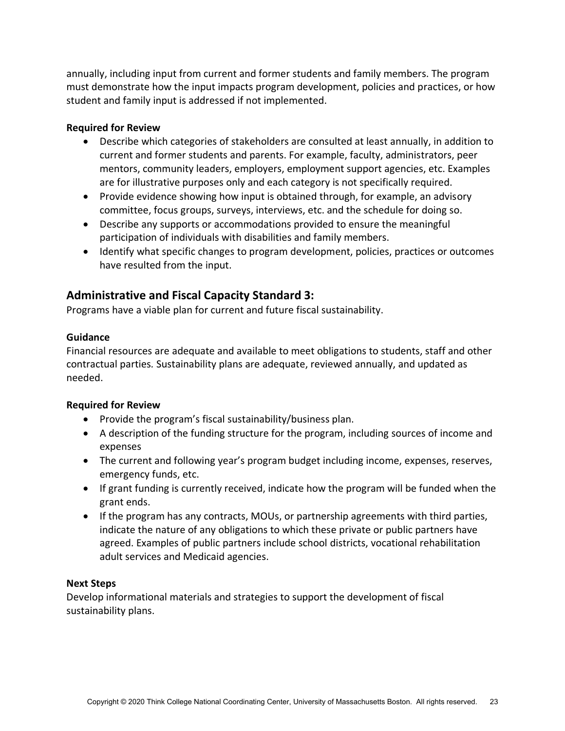annually, including input from current and former students and family members. The program must demonstrate how the input impacts program development, policies and practices, or how student and family input is addressed if not implemented.

**Required for Review**

- Describe which categories of stakeholders are consulted at least annually, in addition to current and former students and parents. For example, faculty, administrators, peer mentors, community leaders, employers, employment support agencies, etc. Examples are for illustrative purposes only and each category is not specifically required.
- Provide evidence showing how input is obtained through, for example, an advisory committee, focus groups, surveys, interviews, etc. and the schedule for doing so.
- Describe any supports or accommodations provided to ensure the meaningful participation of individuals with disabilities and family members.
- Identify what specific changes to program development, policies, practices or outcomes have resulted from the input.

## Administrative and Fiscal Capacity Standard 3:

Programs have a viable plan for current and future fiscal sustainability.

**Guidance**

Financial resources are adequate and available to meet obligations to students, staff and other contractual parties. Sustainability plans are adequate, reviewed annually, and updated as needed.

**Required for Review**

- Provide the program's fiscal sustainability/business plan.
- A description of the funding structure for the program, including sources of income and expenses
- The current and following year's program budget including income, expenses, reserves, emergency funds, etc.
- If grant funding is currently received, indicate how the program will be funded when the grant ends.
- If the program has any contracts, MOUs, or partnership agreements with third parties, indicate the nature of any obligations to which these private or public partners have agreed. Examples of public partners include school districts, vocational rehabilitation adult services and Medicaid agencies.

**Next Steps**

Develop informational materials and strategies to support the development of fiscal sustainability plans.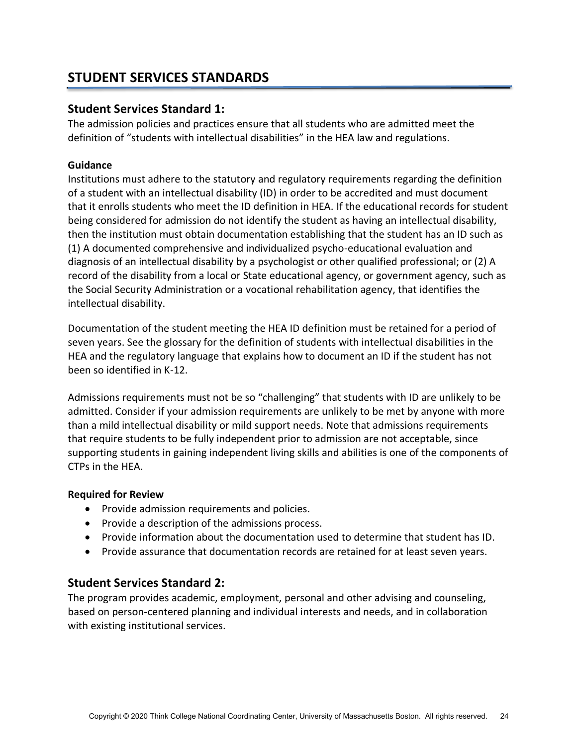# STUDENT SERVICES STANDARDS

## Student Services Standard 1:

The admission policies and practices ensure that all students who are admitted meet the definition of "students with intellectual disabilities" in the HEA law and regulations.

**Guidance**

Institutions must adhere to the statutory and regulatory requirements regarding the definition of a student with an intellectual disability (ID) in order to be accredited and must document that it enrolls students who meet the ID definition in HEA. If the educational records for student being considered for admission do not identify the student as having an intellectual disability, then the institution must obtain documentation establishing that the student has an ID such as (1) A documented comprehensive and individualized psycho-educational evaluation and diagnosis of an intellectual disability by a psychologist or other qualified professional; or (2) A record of the disability from a local or State educational agency, or government agency, such as the Social Security Administration or a vocational rehabilitation agency, that identifies the intellectual disability.

Documentation of the student meeting the HEA ID definition must be retained for a period of seven years. See the glossary for the definition of students with intellectual disabilities in the HEA and the regulatory language that explains how to document an ID if the student has not been so identified in K-12.

Admissions requirements must not be so "challenging" that students with ID are unlikely to be admitted. Consider if your admission requirements are unlikely to be met by anyone with more than a mild intellectual disability or mild support needs. Note that admissions requirements that require students to be fully independent prior to admission are not acceptable, since supporting students in gaining independent living skills and abilities is one of the components of CTPs in the HEA.

**Required for Review**

- Provide admission requirements and policies.
- Provide a description of the admissions process.
- Provide information about the documentation used to determine that student has ID.
- Provide assurance that documentation records are retained for at least seven years.

## Student Services Standard 2:

The program provides academic, employment, personal and other advising and counseling, based on person-centered planning and individual interests and needs, and in collaboration with existing institutional services.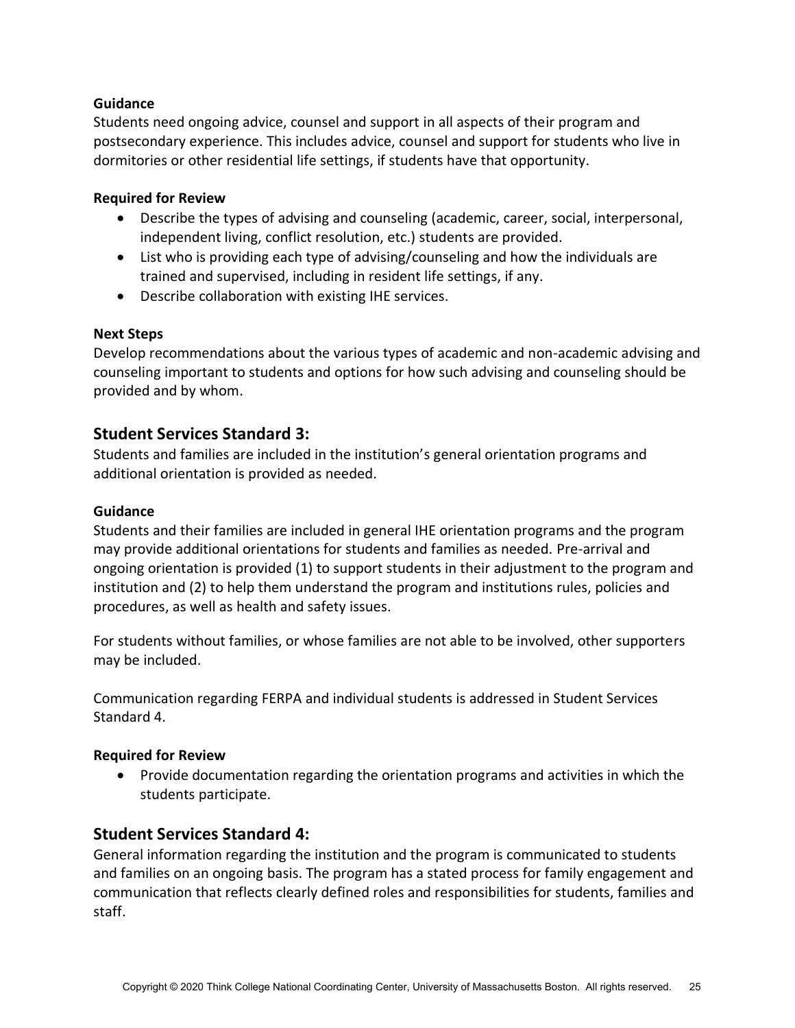**Guidance**

Students need ongoing advice, counsel and support in all aspects of their program and postsecondary experience. This includes advice, counsel and support for students who live in dormitories or other residential life settings, if students have that opportunity.

**Required for Review**

- Describe the types of advising and counseling (academic, career, social, interpersonal, independent living, conflict resolution, etc.) students are provided.
- List who is providing each type of advising/counseling and how the individuals are trained and supervised, including in resident life settings, if any.
- Describe collaboration with existing IHE services.

**Next Steps**

Develop recommendations about the various types of academic and non-academic advising and counseling important to students and options for how such advising and counseling should be provided and by whom.

## Student Services Standard 3:

Students and families are included in the institution's general orientation programs and additional orientation is provided as needed.

**Guidance**

Students and their families are included in general IHE orientation programs and the program may provide additional orientations for students and families as needed. Pre-arrival and ongoing orientation is provided (1) to support students in their adjustment to the program and institution and (2) to help them understand the program and institutions rules, policies and procedures, as well as health and safety issues.

For students without families, or whose families are not able to be involved, other supporters may be included.

Communication regarding FERPA and individual students is addressed in Student Services Standard 4.

**Required for Review**

- Provide documentation regarding the orientation programs and activities in which the students participate.

## Student Services Standard 4:

General information regarding the institution and the program is communicated to students and families on an ongoing basis. The program has a stated process for family engagement and communication that reflects clearly defined roles and responsibilities for students, families and staff.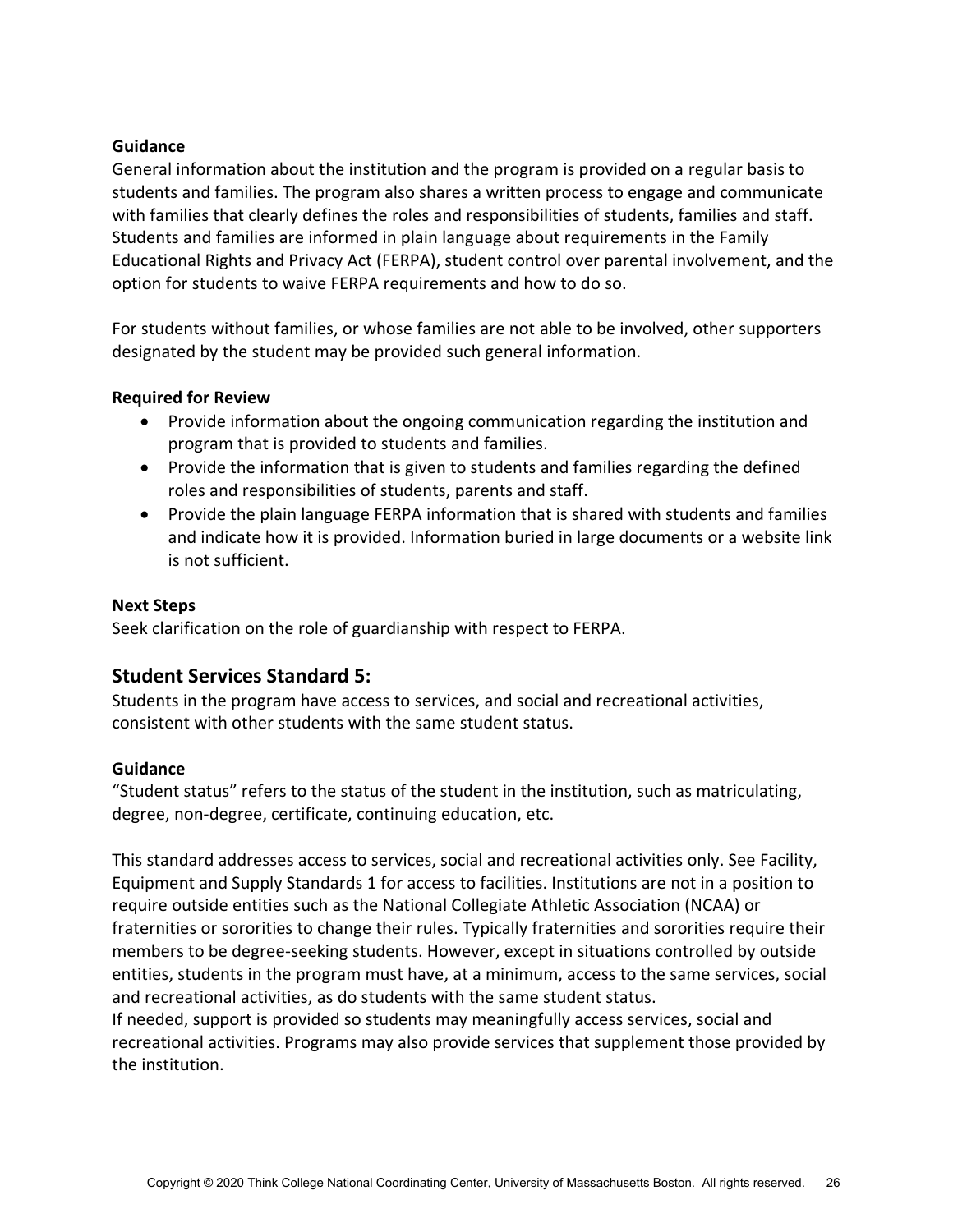**Guidance**

General information about the institution and the program is provided on a regular basis to students and families. The program also shares a written process to engage and communicate with families that clearly defines the roles and responsibilities of students, families and staff. Students and families are informed in plain language about requirements in the Family Educational Rights and Privacy Act (FERPA), student control over parental involvement, and the option for students to waive FERPA requirements and how to do so.

For students without families, or whose families are not able to be involved, other supporters designated by the student may be provided such general information.

**Required for Review**

- Provide information about the ongoing communication regarding the institution and program that is provided to students and families.
- Provide the information that is given to students and families regarding the defined roles and responsibilities of students, parents and staff.
- Provide the plain language FERPA information that is shared with students and families and indicate how it is provided. Information buried in large documents or a website link is not sufficient.

**Next Steps**

Seek clarification on the role of guardianship with respect to FERPA.

## Student Services Standard 5:

Students in the program have access to services, and social and recreational activities, consistent with other students with the same student status.

**Guidance**

"Student status" refers to the status of the student in the institution, such as matriculating, degree, non-degree, certificate, continuing education, etc.

This standard addresses access to services, social and recreational activities only. See Facility, Equipment and Supply Standards 1 for access to facilities. Institutions are not in a position to require outside entities such as the National Collegiate Athletic Association (NCAA) or fraternities or sororities to change their rules. Typically fraternities and sororities require their members to be degree-seeking students. However, except in situations controlled by outside entities, students in the program must have, at a minimum, access to the same services, social and recreational activities, as do students with the same student status.
If needed, support is provided so students may meaningfully access services, social and recreational activities. Programs may also provide services that supplement those provided by the institution.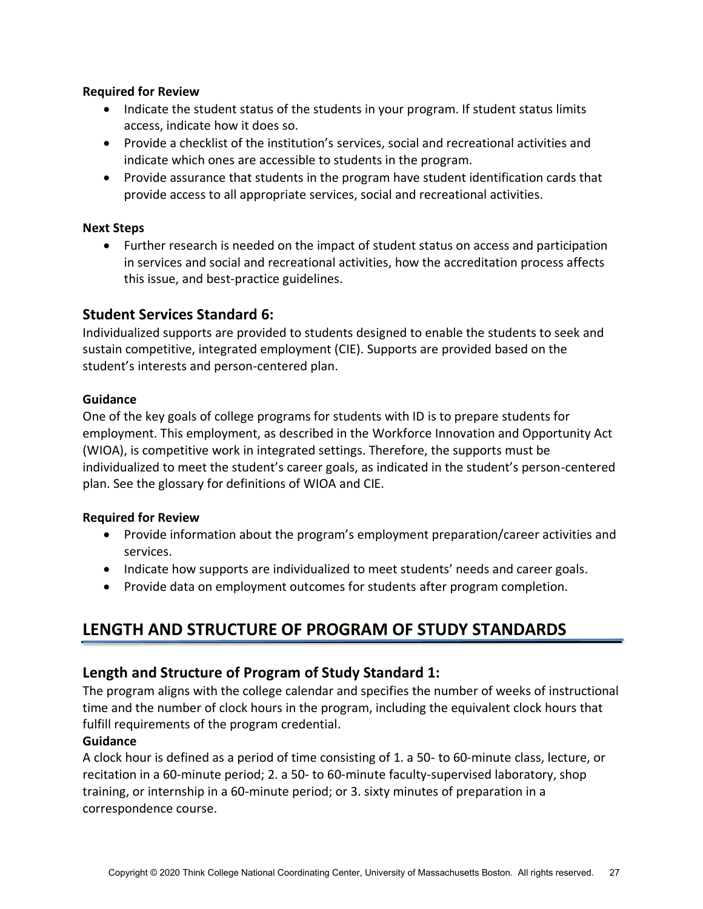**Required for Review**

- Indicate the student status of the students in your program. If student status limits access, indicate how it does so.
- Provide a checklist of the institution's services, social and recreational activities and indicate which ones are accessible to students in the program.
- Provide assurance that students in the program have student identification cards that provide access to all appropriate services, social and recreational activities.

**Next Steps**

- Further research is needed on the impact of student status on access and participation in services and social and recreational activities, how the accreditation process affects this issue, and best-practice guidelines.

### Student Services Standard 6:

Individualized supports are provided to students designed to enable the students to seek and sustain competitive, integrated employment (CIE). Supports are provided based on the student's interests and person-centered plan.

**Guidance**

One of the key goals of college programs for students with ID is to prepare students for employment. This employment, as described in the Workforce Innovation and Opportunity Act (WIOA), is competitive work in integrated settings. Therefore, the supports must be individualized to meet the student's career goals, as indicated in the student's person-centered plan. See the glossary for definitions of WIOA and CIE.

**Required for Review**

- Provide information about the program's employment preparation/career activities and services.
- Indicate how supports are individualized to meet students' needs and career goals.
- Provide data on employment outcomes for students after program completion.

## LENGTH AND STRUCTURE OF PROGRAM OF STUDY STANDARDS

### Length and Structure of Program of Study Standard 1:

The program aligns with the college calendar and specifies the number of weeks of instructional time and the number of clock hours in the program, including the equivalent clock hours that fulfill requirements of the program credential.

**Guidance**

A clock hour is defined as a period of time consisting of 1. a 50- to 60-minute class, lecture, or recitation in a 60-minute period; 2. a 50- to 60-minute faculty-supervised laboratory, shop training, or internship in a 60-minute period; or 3. sixty minutes of preparation in a correspondence course.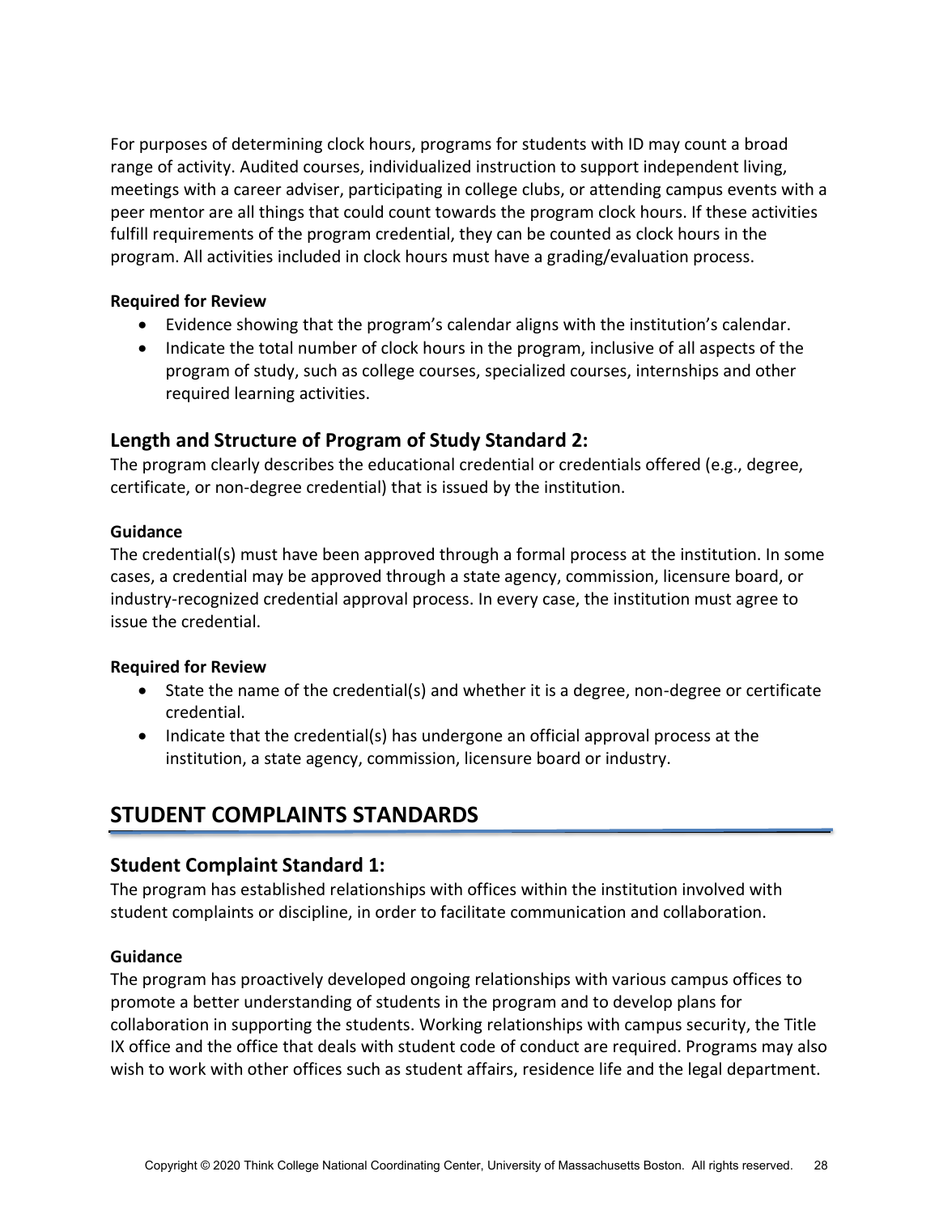For purposes of determining clock hours, programs for students with ID may count a broad range of activity. Audited courses, individualized instruction to support independent living, meetings with a career adviser, participating in college clubs, or attending campus events with a peer mentor are all things that could count towards the program clock hours. If these activities fulfill requirements of the program credential, they can be counted as clock hours in the program. All activities included in clock hours must have a grading/evaluation process.

**Required for Review**

- Evidence showing that the program's calendar aligns with the institution's calendar.
- Indicate the total number of clock hours in the program, inclusive of all aspects of the program of study, such as college courses, specialized courses, internships and other required learning activities.

### Length and Structure of Program of Study Standard 2:

The program clearly describes the educational credential or credentials offered (e.g., degree, certificate, or non-degree credential) that is issued by the institution.

**Guidance**

The credential(s) must have been approved through a formal process at the institution. In some cases, a credential may be approved through a state agency, commission, licensure board, or industry-recognized credential approval process. In every case, the institution must agree to issue the credential.

**Required for Review**

- State the name of the credential(s) and whether it is a degree, non-degree or certificate credential.
- Indicate that the credential(s) has undergone an official approval process at the institution, a state agency, commission, licensure board or industry.

## STUDENT COMPLAINTS STANDARDS

### Student Complaint Standard 1:

The program has established relationships with offices within the institution involved with student complaints or discipline, in order to facilitate communication and collaboration.

**Guidance**

The program has proactively developed ongoing relationships with various campus offices to promote a better understanding of students in the program and to develop plans for collaboration in supporting the students. Working relationships with campus security, the Title IX office and the office that deals with student code of conduct are required. Programs may also wish to work with other offices such as student affairs, residence life and the legal department.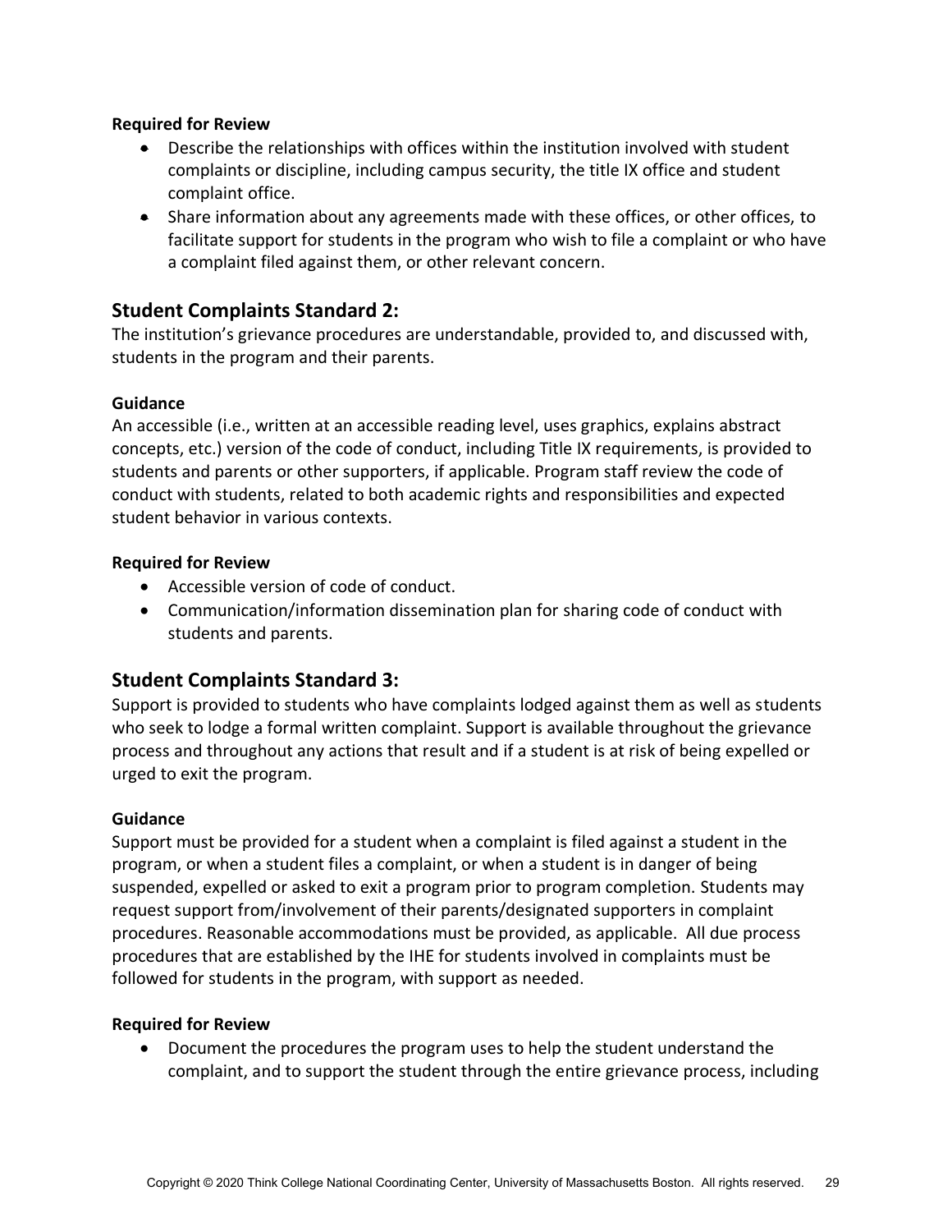**Required for Review**

- Describe the relationships with offices within the institution involved with student complaints or discipline, including campus security, the title IX office and student complaint office.
- Share information about any agreements made with these offices, or other offices, to facilitate support for students in the program who wish to file a complaint or who have a complaint filed against them, or other relevant concern.

## Student Complaints Standard 2:

The institution's grievance procedures are understandable, provided to, and discussed with, students in the program and their parents.

**Guidance**

An accessible (i.e., written at an accessible reading level, uses graphics, explains abstract concepts, etc.) version of the code of conduct, including Title IX requirements, is provided to students and parents or other supporters, if applicable. Program staff review the code of conduct with students, related to both academic rights and responsibilities and expected student behavior in various contexts.

**Required for Review**

- Accessible version of code of conduct.
- Communication/information dissemination plan for sharing code of conduct with students and parents.

## Student Complaints Standard 3:

Support is provided to students who have complaints lodged against them as well as students who seek to lodge a formal written complaint. Support is available throughout the grievance process and throughout any actions that result and if a student is at risk of being expelled or urged to exit the program.

**Guidance**

Support must be provided for a student when a complaint is filed against a student in the program, or when a student files a complaint, or when a student is in danger of being suspended, expelled or asked to exit a program prior to program completion. Students may request support from/involvement of their parents/designated supporters in complaint procedures. Reasonable accommodations must be provided, as applicable. All due process procedures that are established by the IHE for students involved in complaints must be followed for students in the program, with support as needed.

**Required for Review**

- Document the procedures the program uses to help the student understand the complaint, and to support the student through the entire grievance process, including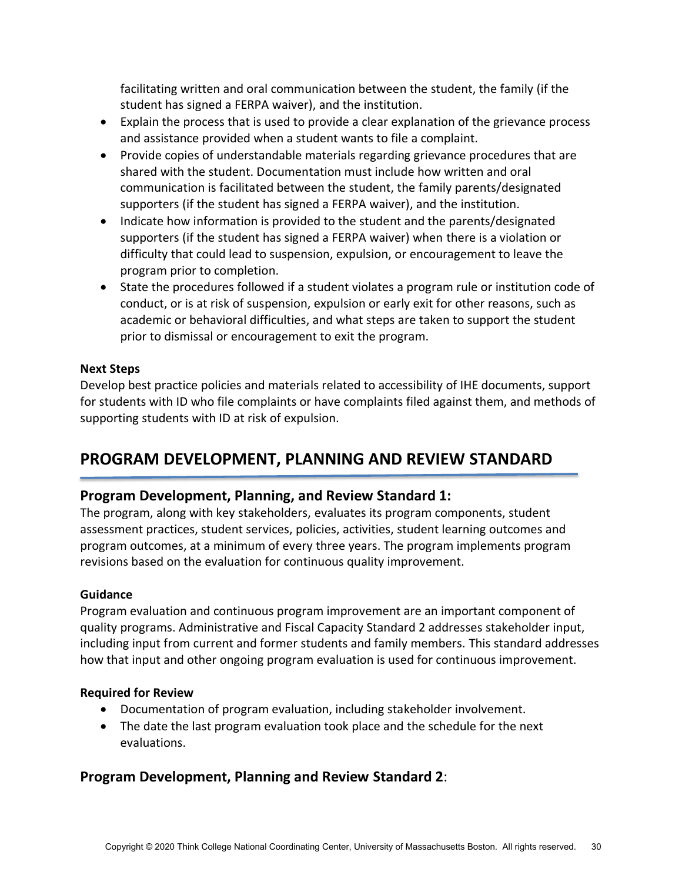facilitating written and oral communication between the student, the family (if the student has signed a FERPA waiver), and the institution.

- Explain the process that is used to provide a clear explanation of the grievance process and assistance provided when a student wants to file a complaint.
- Provide copies of understandable materials regarding grievance procedures that are shared with the student. Documentation must include how written and oral communication is facilitated between the student, the family parents/designated supporters (if the student has signed a FERPA waiver), and the institution.
- Indicate how information is provided to the student and the parents/designated supporters (if the student has signed a FERPA waiver) when there is a violation or difficulty that could lead to suspension, expulsion, or encouragement to leave the program prior to completion.
- State the procedures followed if a student violates a program rule or institution code of conduct, or is at risk of suspension, expulsion or early exit for other reasons, such as academic or behavioral difficulties, and what steps are taken to support the student prior to dismissal or encouragement to exit the program.

**Next Steps**

Develop best practice policies and materials related to accessibility of IHE documents, support for students with ID who file complaints or have complaints filed against them, and methods of supporting students with ID at risk of expulsion.

## PROGRAM DEVELOPMENT, PLANNING AND REVIEW STANDARD

### Program Development, Planning, and Review Standard 1:

The program, along with key stakeholders, evaluates its program components, student assessment practices, student services, policies, activities, student learning outcomes and program outcomes, at a minimum of every three years. The program implements program revisions based on the evaluation for continuous quality improvement.

**Guidance**

Program evaluation and continuous program improvement are an important component of quality programs. Administrative and Fiscal Capacity Standard 2 addresses stakeholder input, including input from current and former students and family members. This standard addresses how that input and other ongoing program evaluation is used for continuous improvement.

**Required for Review**

- Documentation of program evaluation, including stakeholder involvement.
- The date the last program evaluation took place and the schedule for the next evaluations.

### Program Development, Planning and Review Standard 2: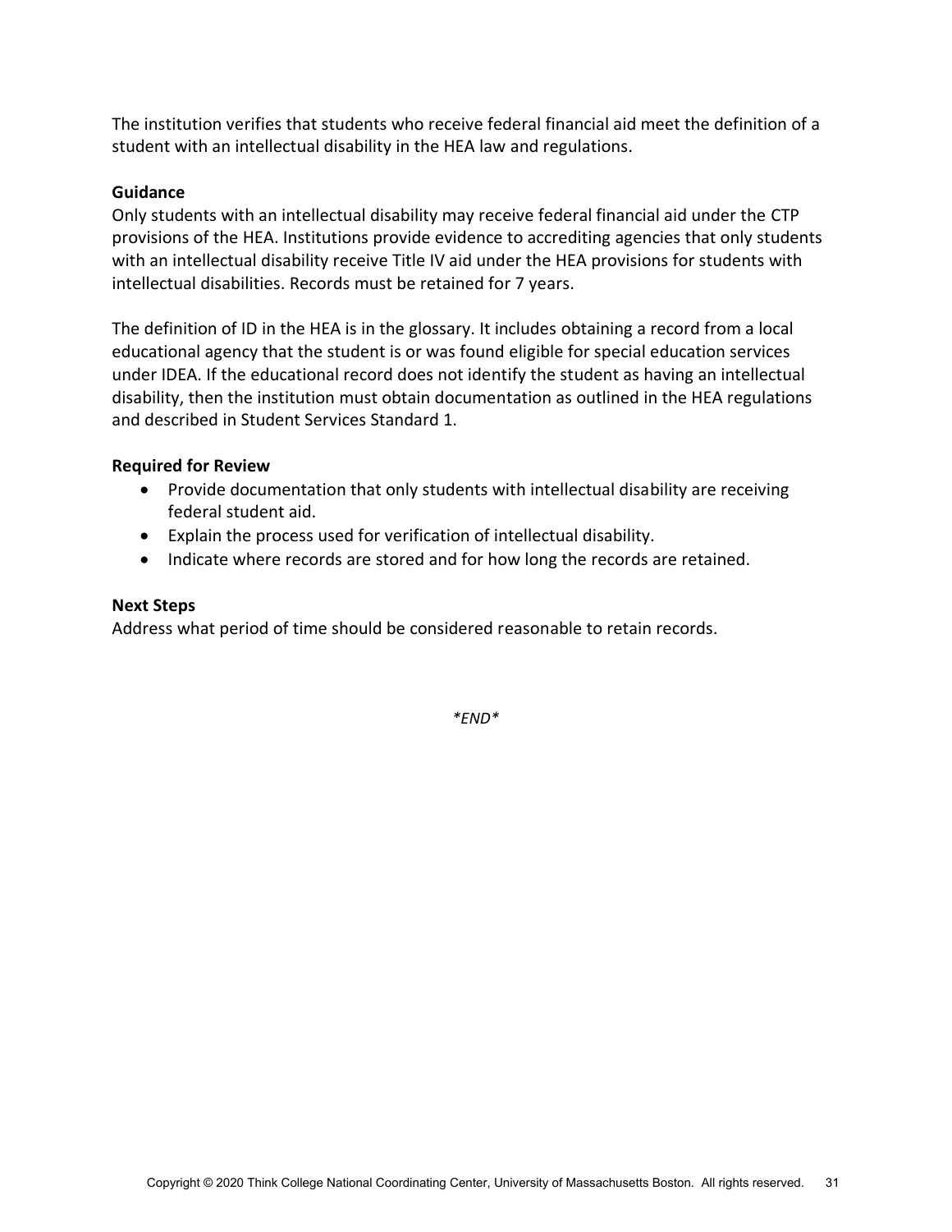The institution verifies that students who receive federal financial aid meet the definition of a student with an intellectual disability in the HEA law and regulations.

**Guidance**

Only students with an intellectual disability may receive federal financial aid under the CTP provisions of the HEA. Institutions provide evidence to accrediting agencies that only students with an intellectual disability receive Title IV aid under the HEA provisions for students with intellectual disabilities. Records must be retained for 7 years.

The definition of ID in the HEA is in the glossary. It includes obtaining a record from a local educational agency that the student is or was found eligible for special education services under IDEA. If the educational record does not identify the student as having an intellectual disability, then the institution must obtain documentation as outlined in the HEA regulations and described in Student Services Standard 1.

**Required for Review**

- Provide documentation that only students with intellectual disability are receiving federal student aid.
- Explain the process used for verification of intellectual disability.
- Indicate where records are stored and for how long the records are retained.

**Next Steps**

Address what period of time should be considered reasonable to retain records.

*\*END\**